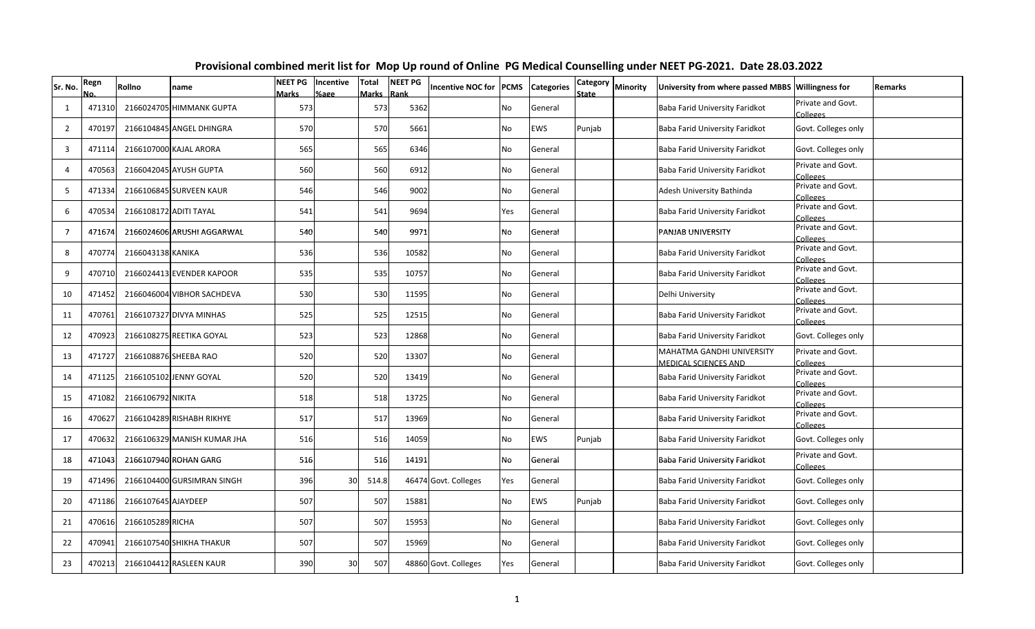# Provisional combined merit list for Mop Up round of Online PG Medical Counselling under NEET PG-2021. Date 28.03.2022

| Sr. No. | Regn No. | Rollno | name | NEET PG Marks | Incentive %age | Total Marks | NEET PG Rank | Incentive NOC for | PCMS | Categories | Category State | Minority | University from where passed MBBS | Willingness for | Remarks |
|---|---|---|---|---|---|---|---|---|---|---|---|---|---|---|---|
| 1 | 471310 | 2166024705 | HIMMANK GUPTA | 573 | | 573 | 5362 | | No | General | | | Baba Farid University Faridkot | Private and Govt. Colleges | |
| 2 | 470197 | 2166104845 | ANGEL DHINGRA | 570 | | 570 | 5661 | | No | EWS | Punjab | | Baba Farid University Faridkot | Govt. Colleges only | |
| 3 | 471114 | 2166107000 | KAJAL ARORA | 565 | | 565 | 6346 | | No | General | | | Baba Farid University Faridkot | Govt. Colleges only | |
| 4 | 470563 | 2166042045 | AYUSH GUPTA | 560 | | 560 | 6912 | | No | General | | | Baba Farid University Faridkot | Private and Govt. Colleges | |
| 5 | 471334 | 2166106845 | SURVEEN KAUR | 546 | | 546 | 9002 | | No | General | | | Adesh University Bathinda | Private and Govt. Colleges | |
| 6 | 470534 | 2166108172 | ADITI TAYAL | 541 | | 541 | 9694 | | Yes | General | | | Baba Farid University Faridkot | Private and Govt. Colleges | |
| 7 | 471674 | 2166024606 | ARUSHI AGGARWAL | 540 | | 540 | 9971 | | No | General | | | PANJAB UNIVERSITY | Private and Govt. Colleges | |
| 8 | 470774 | 2166043138 | KANIKA | 536 | | 536 | 10582 | | No | General | | | Baba Farid University Faridkot | Private and Govt. Colleges | |
| 9 | 470710 | 2166024413 | EVENDER KAPOOR | 535 | | 535 | 10757 | | No | General | | | Baba Farid University Faridkot | Private and Govt. Colleges | |
| 10 | 471452 | 2166046004 | VIBHOR SACHDEVA | 530 | | 530 | 11595 | | No | General | | | Delhi University | Private and Govt. Colleges | |
| 11 | 470761 | 2166107327 | DIVYA MINHAS | 525 | | 525 | 12515 | | No | General | | | Baba Farid University Faridkot | Private and Govt. Colleges | |
| 12 | 470923 | 2166108275 | REETIKA GOYAL | 523 | | 523 | 12868 | | No | General | | | Baba Farid University Faridkot | Govt. Colleges only | |
| 13 | 471727 | 2166108876 | SHEEBA RAO | 520 | | 520 | 13307 | | No | General | | | MAHATMA GANDHI UNIVERSITY MEDICAL SCIENCES AND | Private and Govt. Colleges | |
| 14 | 471125 | 2166105102 | JENNY GOYAL | 520 | | 520 | 13419 | | No | General | | | Baba Farid University Faridkot | Private and Govt. Colleges | |
| 15 | 471082 | 2166106792 | NIKITA | 518 | | 518 | 13725 | | No | General | | | Baba Farid University Faridkot | Private and Govt. Colleges | |
| 16 | 470627 | 2166104289 | RISHABH RIKHYE | 517 | | 517 | 13969 | | No | General | | | Baba Farid University Faridkot | Private and Govt. Colleges | |
| 17 | 470632 | 2166106329 | MANISH KUMAR JHA | 516 | | 516 | 14059 | | No | EWS | Punjab | | Baba Farid University Faridkot | Govt. Colleges only | |
| 18 | 471043 | 2166107940 | ROHAN GARG | 516 | | 516 | 14191 | | No | General | | | Baba Farid University Faridkot | Private and Govt. Colleges | |
| 19 | 471496 | 2166104400 | GURSIMRAN SINGH | 396 | 30 | 514.8 | 46474 | Govt. Colleges | Yes | General | | | Baba Farid University Faridkot | Govt. Colleges only | |
| 20 | 471186 | 2166107645 | AJAYDEEP | 507 | | 507 | 15881 | | No | EWS | Punjab | | Baba Farid University Faridkot | Govt. Colleges only | |
| 21 | 470616 | 2166105289 | RICHA | 507 | | 507 | 15953 | | No | General | | | Baba Farid University Faridkot | Govt. Colleges only | |
| 22 | 470941 | 2166107540 | SHIKHA THAKUR | 507 | | 507 | 15969 | | No | General | | | Baba Farid University Faridkot | Govt. Colleges only | |
| 23 | 470213 | 2166104412 | RASLEEN KAUR | 390 | 30 | 507 | 48860 | Govt. Colleges | Yes | General | | | Baba Farid University Faridkot | Govt. Colleges only | |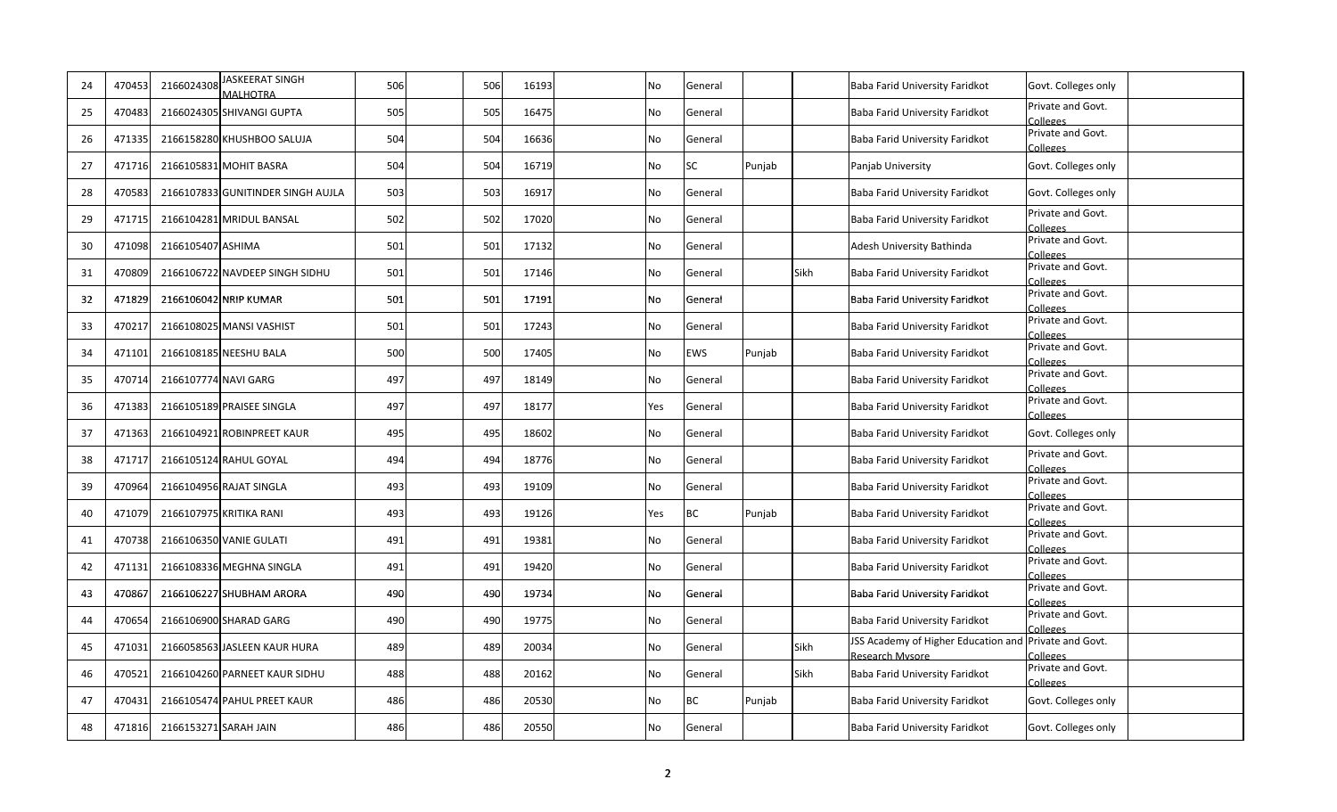| | | | | | | | | | | | | | | | |
|---|---|---|---|---|---|---|---|---|---|---|---|---|---|---|---|
| 24 | 470453 | 2166024308 | JASKEERAT SINGH MALHOTRA | 506 | | 506 | 16193 | | No | General | | | Baba Farid University Faridkot | Govt. Colleges only | |
| 25 | 470483 | 2166024305 | SHIVANGI GUPTA | 505 | | 505 | 16475 | | No | General | | | Baba Farid University Faridkot | Private and Govt. Colleges | |
| 26 | 471335 | 2166158280 | KHUSHBOO SALUJA | 504 | | 504 | 16636 | | No | General | | | Baba Farid University Faridkot | Private and Govt. Colleges | |
| 27 | 471716 | 2166105831 | MOHIT BASRA | 504 | | 504 | 16719 | | No | SC | Punjab | | Panjab University | Govt. Colleges only | |
| 28 | 470583 | 2166107833 | GUNITINDER SINGH AUJLA | 503 | | 503 | 16917 | | No | General | | | Baba Farid University Faridkot | Govt. Colleges only | |
| 29 | 471715 | 2166104281 | MRIDUL BANSAL | 502 | | 502 | 17020 | | No | General | | | Baba Farid University Faridkot | Private and Govt. Colleges | |
| 30 | 471098 | 2166105407 | ASHIMA | 501 | | 501 | 17132 | | No | General | | | Adesh University Bathinda | Private and Govt. Colleges | |
| 31 | 470809 | 2166106722 | NAVDEEP SINGH SIDHU | 501 | | 501 | 17146 | | No | General | | Sikh | Baba Farid University Faridkot | Private and Govt. Colleges | |
| 32 | 471829 | 2166106042 | NRIP KUMAR | 501 | | 501 | 17191 | | No | General | | | Baba Farid University Faridkot | Private and Govt. Colleges | |
| 33 | 470217 | 2166108025 | MANSI VASHIST | 501 | | 501 | 17243 | | No | General | | | Baba Farid University Faridkot | Private and Govt. Colleges | |
| 34 | 471101 | 2166108185 | NEESHU BALA | 500 | | 500 | 17405 | | No | EWS | Punjab | | Baba Farid University Faridkot | Private and Govt. Colleges | |
| 35 | 470714 | 2166107774 | NAVI GARG | 497 | | 497 | 18149 | | No | General | | | Baba Farid University Faridkot | Private and Govt. Colleges | |
| 36 | 471383 | 2166105189 | PRAISEE SINGLA | 497 | | 497 | 18177 | | Yes | General | | | Baba Farid University Faridkot | Private and Govt. Colleges | |
| 37 | 471363 | 2166104921 | ROBINPREET KAUR | 495 | | 495 | 18602 | | No | General | | | Baba Farid University Faridkot | Govt. Colleges only | |
| 38 | 471717 | 2166105124 | RAHUL GOYAL | 494 | | 494 | 18776 | | No | General | | | Baba Farid University Faridkot | Private and Govt. Colleges | |
| 39 | 470964 | 2166104956 | RAJAT SINGLA | 493 | | 493 | 19109 | | No | General | | | Baba Farid University Faridkot | Private and Govt. Colleges | |
| 40 | 471079 | 2166107975 | KRITIKA RANI | 493 | | 493 | 19126 | | Yes | BC | Punjab | | Baba Farid University Faridkot | Private and Govt. Colleges | |
| 41 | 470738 | 2166106350 | VANIE GULATI | 491 | | 491 | 19381 | | No | General | | | Baba Farid University Faridkot | Private and Govt. Colleges | |
| 42 | 471131 | 2166108336 | MEGHNA SINGLA | 491 | | 491 | 19420 | | No | General | | | Baba Farid University Faridkot | Private and Govt. Colleges | |
| 43 | 470867 | 2166106227 | SHUBHAM ARORA | 490 | | 490 | 19734 | | No | General | | | Baba Farid University Faridkot | Private and Govt. Colleges | |
| 44 | 470654 | 2166106900 | SHARAD GARG | 490 | | 490 | 19775 | | No | General | | | Baba Farid University Faridkot | Private and Govt. Colleges | |
| 45 | 471031 | 2166058563 | JASLEEN KAUR HURA | 489 | | 489 | 20034 | | No | General | | Sikh | JSS Academy of Higher Education and Research Mysore | Private and Govt. Colleges | |
| 46 | 470521 | 2166104260 | PARNEET KAUR SIDHU | 488 | | 488 | 20162 | | No | General | | Sikh | Baba Farid University Faridkot | Private and Govt. Colleges | |
| 47 | 470431 | 2166105474 | PAHUL PREET KAUR | 486 | | 486 | 20530 | | No | BC | Punjab | | Baba Farid University Faridkot | Govt. Colleges only | |
| 48 | 471816 | 2166153271 | SARAH JAIN | 486 | | 486 | 20550 | | No | General | | | Baba Farid University Faridkot | Govt. Colleges only | |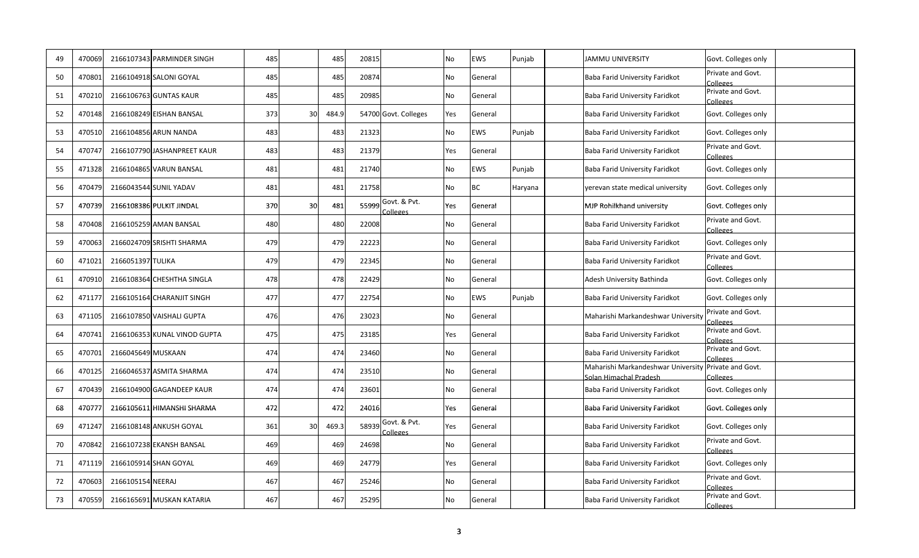| | | | | | | | | | | | | | | | |
|---|---|---|---|---|---|---|---|---|---|---|---|---|---|---|---|
| 49 | 470069 | 2166107343 | PARMINDER SINGH | 485 | | 485 | 20815 | | No | EWS | Punjab | | JAMMU UNIVERSITY | Govt. Colleges only | |
| 50 | 470801 | 2166104918 | SALONI GOYAL | 485 | | 485 | 20874 | | No | General | | | Baba Farid University Faridkot | Private and Govt. Colleges | |
| 51 | 470210 | 2166106763 | GUNTAS KAUR | 485 | | 485 | 20985 | | No | General | | | Baba Farid University Faridkot | Private and Govt. Colleges | |
| 52 | 470148 | 2166108249 | EISHAN BANSAL | 373 | 30 | 484.9 | 54700 | Govt. Colleges | Yes | General | | | Baba Farid University Faridkot | Govt. Colleges only | |
| 53 | 470510 | 2166104856 | ARUN NANDA | 483 | | 483 | 21323 | | No | EWS | Punjab | | Baba Farid University Faridkot | Govt. Colleges only | |
| 54 | 470747 | 2166107790 | JASHANPREET KAUR | 483 | | 483 | 21379 | | Yes | General | | | Baba Farid University Faridkot | Private and Govt. Colleges | |
| 55 | 471328 | 2166104865 | VARUN BANSAL | 481 | | 481 | 21740 | | No | EWS | Punjab | | Baba Farid University Faridkot | Govt. Colleges only | |
| 56 | 470479 | 2166043544 | SUNIL YADAV | 481 | | 481 | 21758 | | No | BC | Haryana | | yerevan state medical university | Govt. Colleges only | |
| 57 | 470739 | 2166108386 | PULKIT JINDAL | 370 | 30 | 481 | 55999 | Govt. & Pvt. Colleges | Yes | General | | | MJP Rohilkhand university | Govt. Colleges only | |
| 58 | 470408 | 2166105259 | AMAN BANSAL | 480 | | 480 | 22008 | | No | General | | | Baba Farid University Faridkot | Private and Govt. Colleges | |
| 59 | 470063 | 2166024709 | SRISHTI SHARMA | 479 | | 479 | 22223 | | No | General | | | Baba Farid University Faridkot | Govt. Colleges only | |
| 60 | 471021 | 2166051397 | TULIKA | 479 | | 479 | 22345 | | No | General | | | Baba Farid University Faridkot | Private and Govt. Colleges | |
| 61 | 470910 | 2166108364 | CHESHTHA SINGLA | 478 | | 478 | 22429 | | No | General | | | Adesh University Bathinda | Govt. Colleges only | |
| 62 | 471177 | 2166105164 | CHARANJIT SINGH | 477 | | 477 | 22754 | | No | EWS | Punjab | | Baba Farid University Faridkot | Govt. Colleges only | |
| 63 | 471105 | 2166107850 | VAISHALI GUPTA | 476 | | 476 | 23023 | | No | General | | | Maharishi Markandeshwar University | Private and Govt. Colleges | |
| 64 | 470741 | 2166106353 | KUNAL VINOD GUPTA | 475 | | 475 | 23185 | | Yes | General | | | Baba Farid University Faridkot | Private and Govt. Colleges | |
| 65 | 470701 | 2166045649 | MUSKAAN | 474 | | 474 | 23460 | | No | General | | | Baba Farid University Faridkot | Private and Govt. Colleges | |
| 66 | 470125 | 2166046537 | ASMITA SHARMA | 474 | | 474 | 23510 | | No | General | | | Maharishi Markandeshwar University Solan Himachal Pradesh | Private and Govt. Colleges | |
| 67 | 470439 | 2166104900 | GAGANDEEP KAUR | 474 | | 474 | 23601 | | No | General | | | Baba Farid University Faridkot | Govt. Colleges only | |
| 68 | 470777 | 2166105611 | HIMANSHI SHARMA | 472 | | 472 | 24016 | | Yes | General | | | Baba Farid University Faridkot | Govt. Colleges only | |
| 69 | 471247 | 2166108148 | ANKUSH GOYAL | 361 | 30 | 469.3 | 58939 | Govt. & Pvt. Colleges | Yes | General | | | Baba Farid University Faridkot | Govt. Colleges only | |
| 70 | 470842 | 2166107238 | EKANSH BANSAL | 469 | | 469 | 24698 | | No | General | | | Baba Farid University Faridkot | Private and Govt. Colleges | |
| 71 | 471119 | 2166105914 | SHAN GOYAL | 469 | | 469 | 24779 | | Yes | General | | | Baba Farid University Faridkot | Govt. Colleges only | |
| 72 | 470603 | 2166105154 | NEERAJ | 467 | | 467 | 25246 | | No | General | | | Baba Farid University Faridkot | Private and Govt. Colleges | |
| 73 | 470559 | 2166165691 | MUSKAN KATARIA | 467 | | 467 | 25295 | | No | General | | | Baba Farid University Faridkot | Private and Govt. Colleges | |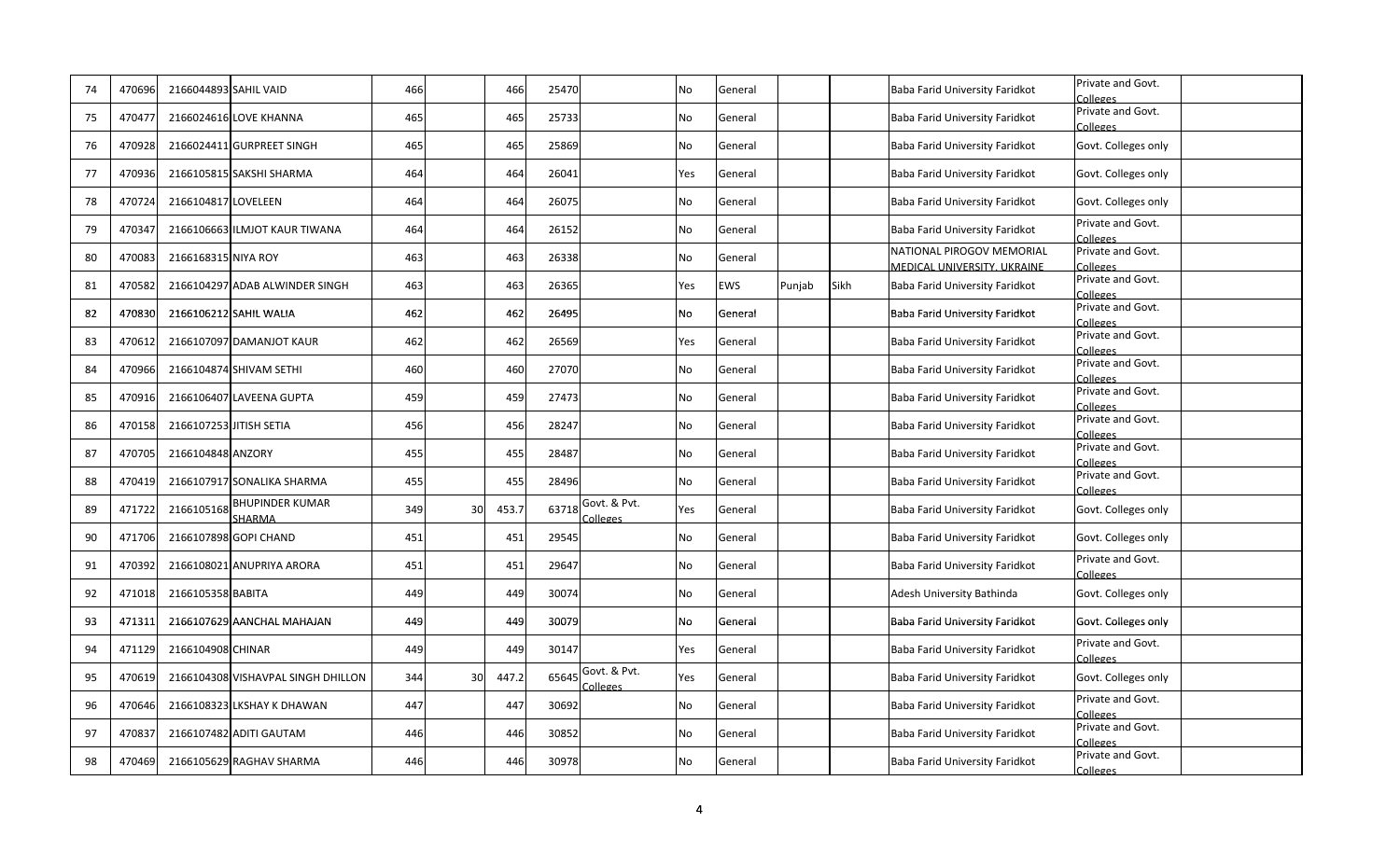| | | | | | | | | | | | | | | | |
|---|---|---|---|---|---|---|---|---|---|---|---|---|---|---|---|
| 74 | 470696 | 2166044893 | SAHIL VAID | 466 | | 466 | 25470 | | No | General | | | Baba Farid University Faridkot | Private and Govt. Colleges | |
| 75 | 470477 | 2166024616 | LOVE KHANNA | 465 | | 465 | 25733 | | No | General | | | Baba Farid University Faridkot | Private and Govt. Colleges | |
| 76 | 470928 | 2166024411 | GURPREET SINGH | 465 | | 465 | 25869 | | No | General | | | Baba Farid University Faridkot | Govt. Colleges only | |
| 77 | 470936 | 2166105815 | SAKSHI SHARMA | 464 | | 464 | 26041 | | Yes | General | | | Baba Farid University Faridkot | Govt. Colleges only | |
| 78 | 470724 | 2166104817 | LOVELEEN | 464 | | 464 | 26075 | | No | General | | | Baba Farid University Faridkot | Govt. Colleges only | |
| 79 | 470347 | 2166106663 | ILMJOT KAUR TIWANA | 464 | | 464 | 26152 | | No | General | | | Baba Farid University Faridkot | Private and Govt. Colleges | |
| 80 | 470083 | 2166168315 | NIYA ROY | 463 | | 463 | 26338 | | No | General | | | NATIONAL PIROGOV MEMORIAL MEDICAL UNIVERSITY, UKRAINE | Private and Govt. Colleges | |
| 81 | 470582 | 2166104297 | ADAB ALWINDER SINGH | 463 | | 463 | 26365 | | Yes | EWS | Punjab | Sikh | Baba Farid University Faridkot | Private and Govt. Colleges | |
| 82 | 470830 | 2166106212 | SAHIL WALIA | 462 | | 462 | 26495 | | No | General | | | Baba Farid University Faridkot | Private and Govt. Colleges | |
| 83 | 470612 | 2166107097 | DAMANJOT KAUR | 462 | | 462 | 26569 | | Yes | General | | | Baba Farid University Faridkot | Private and Govt. Colleges | |
| 84 | 470966 | 2166104874 | SHIVAM SETHI | 460 | | 460 | 27070 | | No | General | | | Baba Farid University Faridkot | Private and Govt. Colleges | |
| 85 | 470916 | 2166106407 | LAVEENA GUPTA | 459 | | 459 | 27473 | | No | General | | | Baba Farid University Faridkot | Private and Govt. Colleges | |
| 86 | 470158 | 2166107253 | JITISH SETIA | 456 | | 456 | 28247 | | No | General | | | Baba Farid University Faridkot | Private and Govt. Colleges | |
| 87 | 470705 | 2166104848 | ANZORY | 455 | | 455 | 28487 | | No | General | | | Baba Farid University Faridkot | Private and Govt. Colleges | |
| 88 | 470419 | 2166107917 | SONALIKA SHARMA | 455 | | 455 | 28496 | | No | General | | | Baba Farid University Faridkot | Private and Govt. Colleges | |
| 89 | 471722 | 2166105168 | BHUPINDER KUMAR SHARMA | 349 | 30 | 453.7 | 63718 | Govt. & Pvt. Colleges | Yes | General | | | Baba Farid University Faridkot | Govt. Colleges only | |
| 90 | 471706 | 2166107898 | GOPI CHAND | 451 | | 451 | 29545 | | No | General | | | Baba Farid University Faridkot | Govt. Colleges only | |
| 91 | 470392 | 2166108021 | ANUPRIYA ARORA | 451 | | 451 | 29647 | | No | General | | | Baba Farid University Faridkot | Private and Govt. Colleges | |
| 92 | 471018 | 2166105358 | BABITA | 449 | | 449 | 30074 | | No | General | | | Adesh University Bathinda | Govt. Colleges only | |
| 93 | 471311 | 2166107629 | AANCHAL MAHAJAN | 449 | | 449 | 30079 | | No | General | | | Baba Farid University Faridkot | Govt. Colleges only | |
| 94 | 471129 | 2166104908 | CHINAR | 449 | | 449 | 30147 | | Yes | General | | | Baba Farid University Faridkot | Private and Govt. Colleges | |
| 95 | 470619 | 2166104308 | VISHAVPAL SINGH DHILLON | 344 | 30 | 447.2 | 65645 | Govt. & Pvt. Colleges | Yes | General | | | Baba Farid University Faridkot | Govt. Colleges only | |
| 96 | 470646 | 2166108323 | LKSHAY K DHAWAN | 447 | | 447 | 30692 | | No | General | | | Baba Farid University Faridkot | Private and Govt. Colleges | |
| 97 | 470837 | 2166107482 | ADITI GAUTAM | 446 | | 446 | 30852 | | No | General | | | Baba Farid University Faridkot | Private and Govt. Colleges | |
| 98 | 470469 | 2166105629 | RAGHAV SHARMA | 446 | | 446 | 30978 | | No | General | | | Baba Farid University Faridkot | Private and Govt. Colleges | |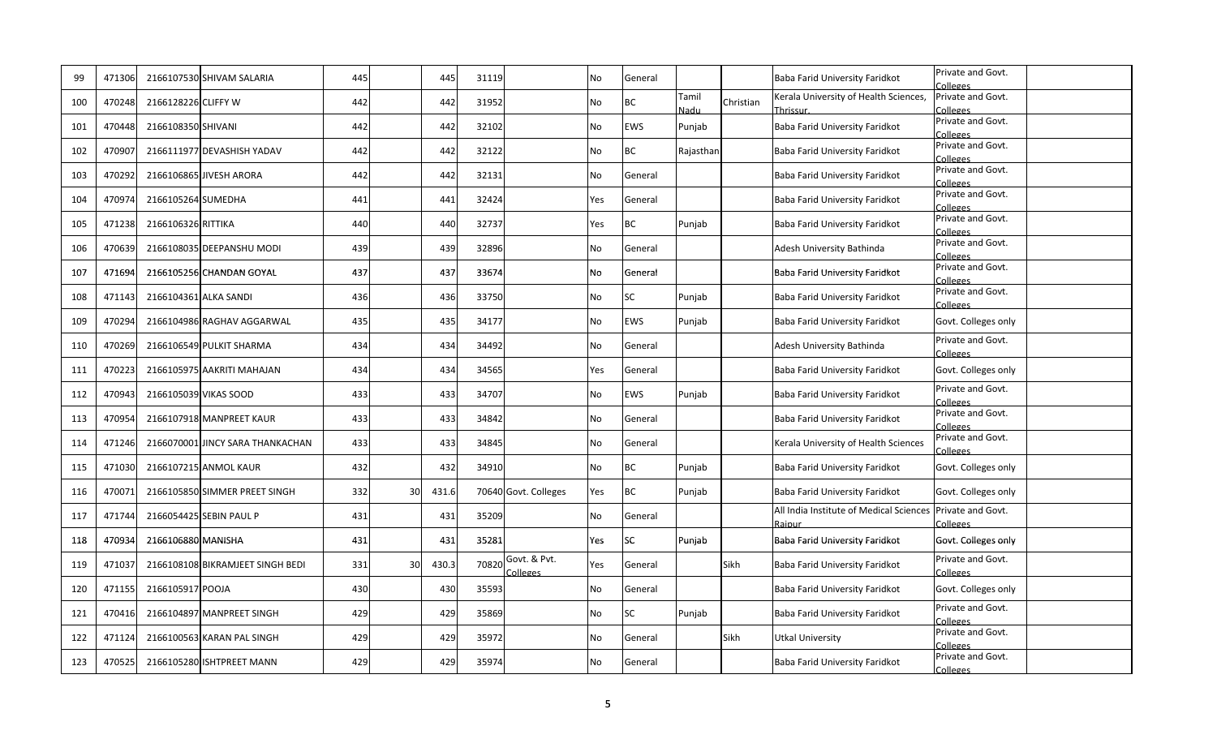| 99 | 471306 | 2166107530 | SHIVAM SALARIA | 445 | | 445 | 31119 | | No | General | | | Baba Farid University Faridkot | Private and Govt. Colleges | |
|---|---|---|---|---|---|---|---|---|---|---|---|---|---|---|---|
| 100 | 470248 | 2166128226 | CLIFFY W | 442 | | 442 | 31952 | | No | BC | Tamil Nadu | Christian | Kerala University of Health Sciences, Thrissur. | Private and Govt. Colleges | |
| 101 | 470448 | 2166108350 | SHIVANI | 442 | | 442 | 32102 | | No | EWS | Punjab | | Baba Farid University Faridkot | Private and Govt. Colleges | |
| 102 | 470907 | 2166111977 | DEVASHISH YADAV | 442 | | 442 | 32122 | | No | BC | Rajasthan | | Baba Farid University Faridkot | Private and Govt. Colleges | |
| 103 | 470292 | 2166106865 | JIVESH ARORA | 442 | | 442 | 32131 | | No | General | | | Baba Farid University Faridkot | Private and Govt. Colleges | |
| 104 | 470974 | 2166105264 | SUMEDHA | 441 | | 441 | 32424 | | Yes | General | | | Baba Farid University Faridkot | Private and Govt. Colleges | |
| 105 | 471238 | 2166106326 | RITTIKA | 440 | | 440 | 32737 | | Yes | BC | Punjab | | Baba Farid University Faridkot | Private and Govt. Colleges | |
| 106 | 470639 | 2166108035 | DEEPANSHU MODI | 439 | | 439 | 32896 | | No | General | | | Adesh University Bathinda | Private and Govt. Colleges | |
| 107 | 471694 | 2166105256 | CHANDAN GOYAL | 437 | | 437 | 33674 | | No | General | | | Baba Farid University Faridkot | Private and Govt. Colleges | |
| 108 | 471143 | 2166104361 | ALKA SANDI | 436 | | 436 | 33750 | | No | SC | Punjab | | Baba Farid University Faridkot | Private and Govt. Colleges | |
| 109 | 470294 | 2166104986 | RAGHAV AGGARWAL | 435 | | 435 | 34177 | | No | EWS | Punjab | | Baba Farid University Faridkot | Govt. Colleges only | |
| 110 | 470269 | 2166106549 | PULKIT SHARMA | 434 | | 434 | 34492 | | No | General | | | Adesh University Bathinda | Private and Govt. Colleges | |
| 111 | 470223 | 2166105975 | AAKRITI MAHAJAN | 434 | | 434 | 34565 | | Yes | General | | | Baba Farid University Faridkot | Govt. Colleges only | |
| 112 | 470943 | 2166105039 | VIKAS SOOD | 433 | | 433 | 34707 | | No | EWS | Punjab | | Baba Farid University Faridkot | Private and Govt. Colleges | |
| 113 | 470954 | 2166107918 | MANPREET KAUR | 433 | | 433 | 34842 | | No | General | | | Baba Farid University Faridkot | Private and Govt. Colleges | |
| 114 | 471246 | 2166070001 | JINCY SARA THANKACHAN | 433 | | 433 | 34845 | | No | General | | | Kerala University of Health Sciences | Private and Govt. Colleges | |
| 115 | 471030 | 2166107215 | ANMOL KAUR | 432 | | 432 | 34910 | | No | BC | Punjab | | Baba Farid University Faridkot | Govt. Colleges only | |
| 116 | 470071 | 2166105850 | SIMMER PREET SINGH | 332 | 30 | 431.6 | 70640 | Govt. Colleges | Yes | BC | Punjab | | Baba Farid University Faridkot | Govt. Colleges only | |
| 117 | 471744 | 2166054425 | SEBIN PAUL P | 431 | | 431 | 35209 | | No | General | | | All India Institute of Medical Sciences Raipur | Private and Govt. Colleges | |
| 118 | 470934 | 2166106880 | MANISHA | 431 | | 431 | 35281 | | Yes | SC | Punjab | | Baba Farid University Faridkot | Govt. Colleges only | |
| 119 | 471037 | 2166108108 | BIKRAMJEET SINGH BEDI | 331 | 30 | 430.3 | 70820 | Govt. & Pvt. Colleges | Yes | General | | Sikh | Baba Farid University Faridkot | Private and Govt. Colleges | |
| 120 | 471155 | 2166105917 | POOJA | 430 | | 430 | 35593 | | No | General | | | Baba Farid University Faridkot | Govt. Colleges only | |
| 121 | 470416 | 2166104897 | MANPREET SINGH | 429 | | 429 | 35869 | | No | SC | Punjab | | Baba Farid University Faridkot | Private and Govt. Colleges | |
| 122 | 471124 | 2166100563 | KARAN PAL SINGH | 429 | | 429 | 35972 | | No | General | | Sikh | Utkal University | Private and Govt. Colleges | |
| 123 | 470525 | 2166105280 | ISHTPREET MANN | 429 | | 429 | 35974 | | No | General | | | Baba Farid University Faridkot | Private and Govt. Colleges | |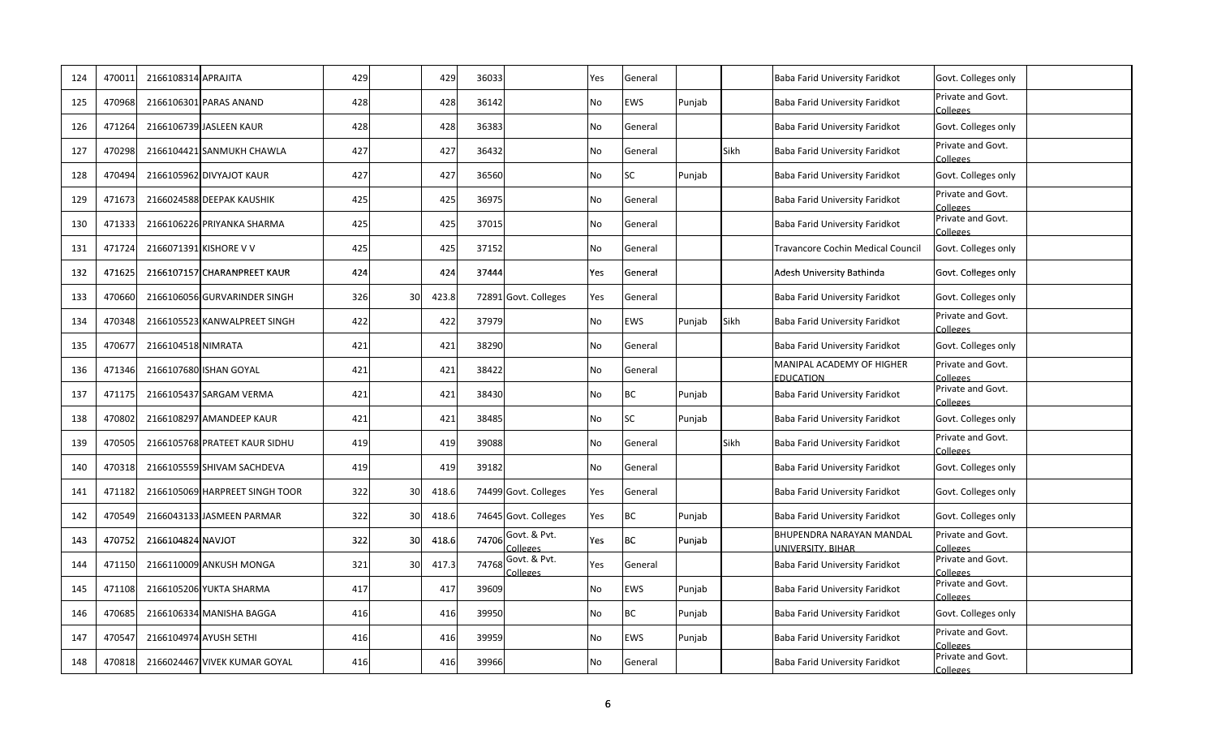| 124 | 470011 | 2166108314 | APRAJITA | 429 | | 429 | 36033 | | Yes | General | | | Baba Farid University Faridkot | Govt. Colleges only | |
|---|---|---|---|---|---|---|---|---|---|---|---|---|---|---|---|
| 125 | 470968 | 2166106301 | PARAS ANAND | 428 | | 428 | 36142 | | No | EWS | Punjab | | Baba Farid University Faridkot | Private and Govt. Colleges | |
| 126 | 471264 | 2166106739 | JASLEEN KAUR | 428 | | 428 | 36383 | | No | General | | | Baba Farid University Faridkot | Govt. Colleges only | |
| 127 | 470298 | 2166104421 | SANMUKH CHAWLA | 427 | | 427 | 36432 | | No | General | | Sikh | Baba Farid University Faridkot | Private and Govt. Colleges | |
| 128 | 470494 | 2166105962 | DIVYAJOT KAUR | 427 | | 427 | 36560 | | No | SC | Punjab | | Baba Farid University Faridkot | Govt. Colleges only | |
| 129 | 471673 | 2166024588 | DEEPAK KAUSHIK | 425 | | 425 | 36975 | | No | General | | | Baba Farid University Faridkot | Private and Govt. Colleges | |
| 130 | 471333 | 2166106226 | PRIYANKA SHARMA | 425 | | 425 | 37015 | | No | General | | | Baba Farid University Faridkot | Private and Govt. Colleges | |
| 131 | 471724 | 2166071391 | KISHORE V V | 425 | | 425 | 37152 | | No | General | | | Travancore Cochin Medical Council | Govt. Colleges only | |
| 132 | 471625 | 2166107157 | CHARANPREET KAUR | 424 | | 424 | 37444 | | Yes | General | | | Adesh University Bathinda | Govt. Colleges only | |
| 133 | 470660 | 2166106056 | GURVARINDER SINGH | 326 | 30 | 423.8 | 72891 | Govt. Colleges | Yes | General | | | Baba Farid University Faridkot | Govt. Colleges only | |
| 134 | 470348 | 2166105523 | KANWALPREET SINGH | 422 | | 422 | 37979 | | No | EWS | Punjab | Sikh | Baba Farid University Faridkot | Private and Govt. Colleges | |
| 135 | 470677 | 2166104518 | NIMRATA | 421 | | 421 | 38290 | | No | General | | | Baba Farid University Faridkot | Govt. Colleges only | |
| 136 | 471346 | 2166107680 | ISHAN GOYAL | 421 | | 421 | 38422 | | No | General | | | MANIPAL ACADEMY OF HIGHER EDUCATION | Private and Govt. Colleges | |
| 137 | 471175 | 2166105437 | SARGAM VERMA | 421 | | 421 | 38430 | | No | BC | Punjab | | Baba Farid University Faridkot | Private and Govt. Colleges | |
| 138 | 470802 | 2166108297 | AMANDEEP KAUR | 421 | | 421 | 38485 | | No | SC | Punjab | | Baba Farid University Faridkot | Govt. Colleges only | |
| 139 | 470505 | 2166105768 | PRATEET KAUR SIDHU | 419 | | 419 | 39088 | | No | General | | Sikh | Baba Farid University Faridkot | Private and Govt. Colleges | |
| 140 | 470318 | 2166105559 | SHIVAM SACHDEVA | 419 | | 419 | 39182 | | No | General | | | Baba Farid University Faridkot | Govt. Colleges only | |
| 141 | 471182 | 2166105069 | HARPREET SINGH TOOR | 322 | 30 | 418.6 | 74499 | Govt. Colleges | Yes | General | | | Baba Farid University Faridkot | Govt. Colleges only | |
| 142 | 470549 | 2166043133 | JASMEEN PARMAR | 322 | 30 | 418.6 | 74645 | Govt. Colleges | Yes | BC | Punjab | | Baba Farid University Faridkot | Govt. Colleges only | |
| 143 | 470752 | 2166104824 | NAVJOT | 322 | 30 | 418.6 | 74706 | Govt. & Pvt. Colleges | Yes | BC | Punjab | | BHUPENDRA NARAYAN MANDAL UNIVERSITY, BIHAR | Private and Govt. Colleges | |
| 144 | 471150 | 2166110009 | ANKUSH MONGA | 321 | 30 | 417.3 | 74768 | Govt. & Pvt. Colleges | Yes | General | | | Baba Farid University Faridkot | Private and Govt. Colleges | |
| 145 | 471108 | 2166105206 | YUKTA SHARMA | 417 | | 417 | 39609 | | No | EWS | Punjab | | Baba Farid University Faridkot | Private and Govt. Colleges | |
| 146 | 470685 | 2166106334 | MANISHA BAGGA | 416 | | 416 | 39950 | | No | BC | Punjab | | Baba Farid University Faridkot | Govt. Colleges only | |
| 147 | 470547 | 2166104974 | AYUSH SETHI | 416 | | 416 | 39959 | | No | EWS | Punjab | | Baba Farid University Faridkot | Private and Govt. Colleges | |
| 148 | 470818 | 2166024467 | VIVEK KUMAR GOYAL | 416 | | 416 | 39966 | | No | General | | | Baba Farid University Faridkot | Private and Govt. Colleges | |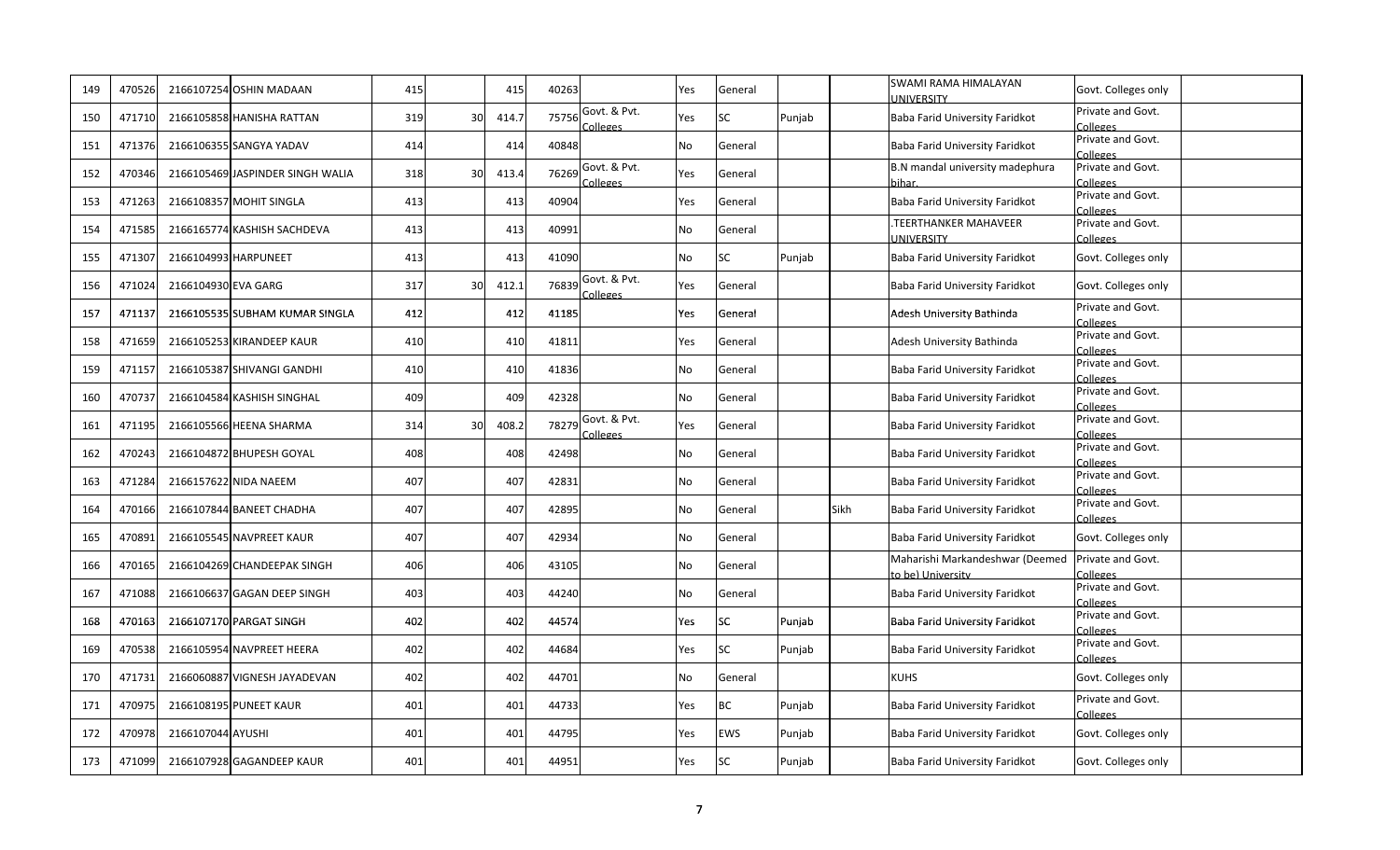| 149 | 470526 | 2166107254 | OSHIN MADAAN | 415 | | 415 | 40263 | | Yes | General | | | SWAMI RAMA HIMALAYAN UNIVERSITY | Govt. Colleges only | |
|---|---|---|---|---|---|---|---|---|---|---|---|---|---|---|---|
| 150 | 471710 | 2166105858 | HANISHA RATTAN | 319 | 30 | 414.7 | 75756 | Govt. & Pvt. Colleges | Yes | SC | Punjab | | Baba Farid University Faridkot | Private and Govt. Colleges | |
| 151 | 471376 | 2166106355 | SANGYA YADAV | 414 | | 414 | 40848 | | No | General | | | Baba Farid University Faridkot | Private and Govt. Colleges | |
| 152 | 470346 | 2166105469 | JASPINDER SINGH WALIA | 318 | 30 | 413.4 | 76269 | Govt. & Pvt. Colleges | Yes | General | | | B.N mandal university madephura bihar. | Private and Govt. Colleges | |
| 153 | 471263 | 2166108357 | MOHIT SINGLA | 413 | | 413 | 40904 | | Yes | General | | | Baba Farid University Faridkot | Private and Govt. Colleges | |
| 154 | 471585 | 2166165774 | KASHISH SACHDEVA | 413 | | 413 | 40991 | | No | General | | | .TEERTHANKER MAHAVEER UNIVERSITY | Private and Govt. Colleges | |
| 155 | 471307 | 2166104993 | HARPUNEET | 413 | | 413 | 41090 | | No | SC | Punjab | | Baba Farid University Faridkot | Govt. Colleges only | |
| 156 | 471024 | 2166104930 | EVA GARG | 317 | 30 | 412.1 | 76839 | Govt. & Pvt. Colleges | Yes | General | | | Baba Farid University Faridkot | Govt. Colleges only | |
| 157 | 471137 | 2166105535 | SUBHAM KUMAR SINGLA | 412 | | 412 | 41185 | | Yes | General | | | Adesh University Bathinda | Private and Govt. Colleges | |
| 158 | 471659 | 2166105253 | KIRANDEEP KAUR | 410 | | 410 | 41811 | | Yes | General | | | Adesh University Bathinda | Private and Govt. Colleges | |
| 159 | 471157 | 2166105387 | SHIVANGI GANDHI | 410 | | 410 | 41836 | | No | General | | | Baba Farid University Faridkot | Private and Govt. Colleges | |
| 160 | 470737 | 2166104584 | KASHISH SINGHAL | 409 | | 409 | 42328 | | No | General | | | Baba Farid University Faridkot | Private and Govt. Colleges | |
| 161 | 471195 | 2166105566 | HEENA SHARMA | 314 | 30 | 408.2 | 78279 | Govt. & Pvt. Colleges | Yes | General | | | Baba Farid University Faridkot | Private and Govt. Colleges | |
| 162 | 470243 | 2166104872 | BHUPESH GOYAL | 408 | | 408 | 42498 | | No | General | | | Baba Farid University Faridkot | Private and Govt. Colleges | |
| 163 | 471284 | 2166157622 | NIDA NAEEM | 407 | | 407 | 42831 | | No | General | | | Baba Farid University Faridkot | Private and Govt. Colleges | |
| 164 | 470166 | 2166107844 | BANEET CHADHA | 407 | | 407 | 42895 | | No | General | | Sikh | Baba Farid University Faridkot | Private and Govt. Colleges | |
| 165 | 470891 | 2166105545 | NAVPREET KAUR | 407 | | 407 | 42934 | | No | General | | | Baba Farid University Faridkot | Govt. Colleges only | |
| 166 | 470165 | 2166104269 | CHANDEEPAK SINGH | 406 | | 406 | 43105 | | No | General | | | Maharishi Markandeshwar (Deemed to be) University | Private and Govt. Colleges | |
| 167 | 471088 | 2166106637 | GAGAN DEEP SINGH | 403 | | 403 | 44240 | | No | General | | | Baba Farid University Faridkot | Private and Govt. Colleges | |
| 168 | 470163 | 2166107170 | PARGAT SINGH | 402 | | 402 | 44574 | | Yes | SC | Punjab | | Baba Farid University Faridkot | Private and Govt. Colleges | |
| 169 | 470538 | 2166105954 | NAVPREET HEERA | 402 | | 402 | 44684 | | Yes | SC | Punjab | | Baba Farid University Faridkot | Private and Govt. Colleges | |
| 170 | 471731 | 2166060887 | VIGNESH JAYADEVAN | 402 | | 402 | 44701 | | No | General | | | KUHS | Govt. Colleges only | |
| 171 | 470975 | 2166108195 | PUNEET KAUR | 401 | | 401 | 44733 | | Yes | BC | Punjab | | Baba Farid University Faridkot | Private and Govt. Colleges | |
| 172 | 470978 | 2166107044 | AYUSHI | 401 | | 401 | 44795 | | Yes | EWS | Punjab | | Baba Farid University Faridkot | Govt. Colleges only | |
| 173 | 471099 | 2166107928 | GAGANDEEP KAUR | 401 | | 401 | 44951 | | Yes | SC | Punjab | | Baba Farid University Faridkot | Govt. Colleges only | |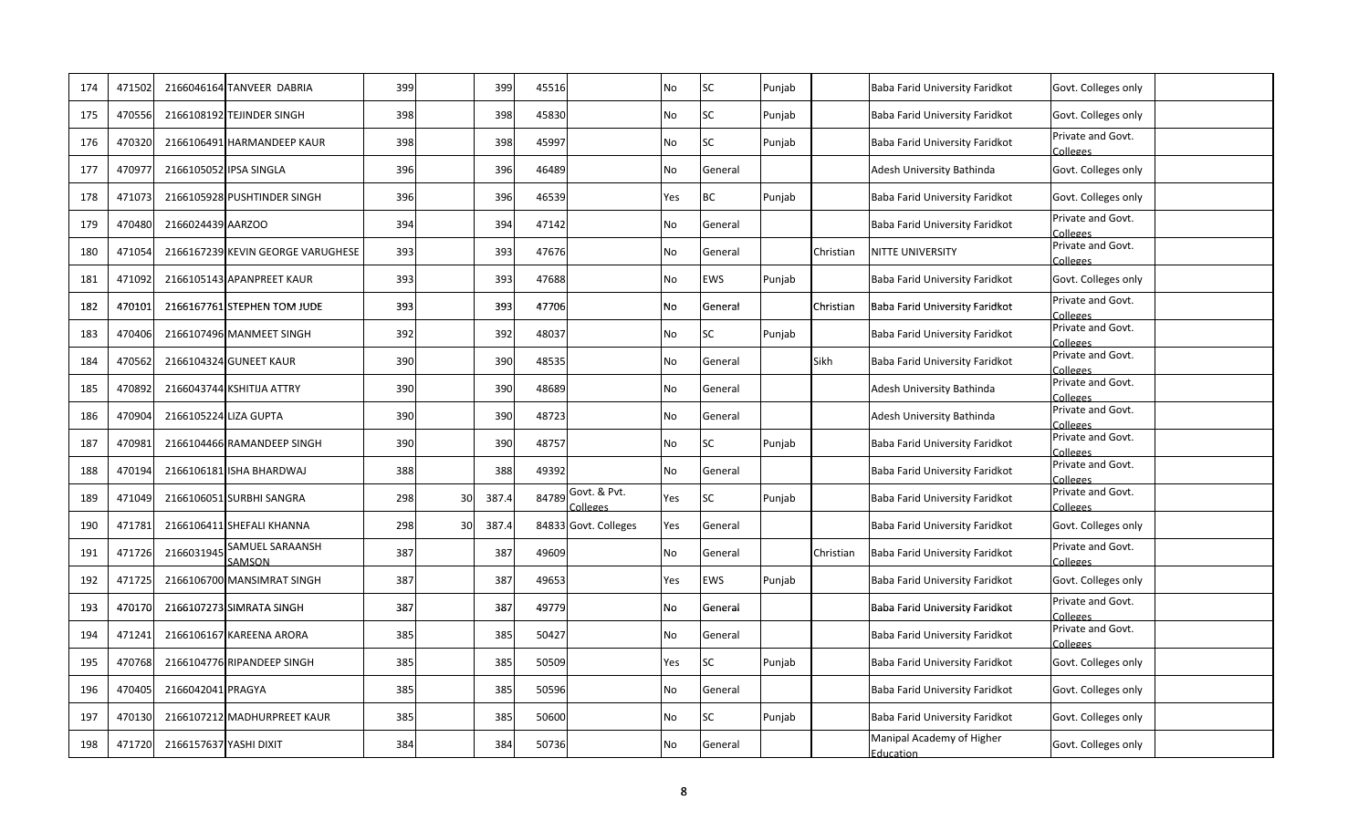| | | | | | | | | | | | | | | | |
|---|---|---|---|---|---|---|---|---|---|---|---|---|---|---|---|
| 174 | 471502 | 2166046164 | TANVEER DABRIA | 399 | | 399 | 45516 | | No | SC | Punjab | | Baba Farid University Faridkot | Govt. Colleges only | |
| 175 | 470556 | 2166108192 | TEJINDER SINGH | 398 | | 398 | 45830 | | No | SC | Punjab | | Baba Farid University Faridkot | Govt. Colleges only | |
| 176 | 470320 | 2166106491 | HARMANDEEP KAUR | 398 | | 398 | 45997 | | No | SC | Punjab | | Baba Farid University Faridkot | Private and Govt. Colleges | |
| 177 | 470977 | 2166105052 | IPSA SINGLA | 396 | | 396 | 46489 | | No | General | | | Adesh University Bathinda | Govt. Colleges only | |
| 178 | 471073 | 2166105928 | PUSHTINDER SINGH | 396 | | 396 | 46539 | | Yes | BC | Punjab | | Baba Farid University Faridkot | Govt. Colleges only | |
| 179 | 470480 | 2166024439 | AARZOO | 394 | | 394 | 47142 | | No | General | | | Baba Farid University Faridkot | Private and Govt. Colleges | |
| 180 | 471054 | 2166167239 | KEVIN GEORGE VARUGHESE | 393 | | 393 | 47676 | | No | General | | Christian | NITTE UNIVERSITY | Private and Govt. Colleges | |
| 181 | 471092 | 2166105143 | APANPREET KAUR | 393 | | 393 | 47688 | | No | EWS | Punjab | | Baba Farid University Faridkot | Govt. Colleges only | |
| 182 | 470101 | 2166167761 | STEPHEN TOM JUDE | 393 | | 393 | 47706 | | No | General | | Christian | Baba Farid University Faridkot | Private and Govt. Colleges | |
| 183 | 470406 | 2166107496 | MANMEET SINGH | 392 | | 392 | 48037 | | No | SC | Punjab | | Baba Farid University Faridkot | Private and Govt. Colleges | |
| 184 | 470562 | 2166104324 | GUNEET KAUR | 390 | | 390 | 48535 | | No | General | | Sikh | Baba Farid University Faridkot | Private and Govt. Colleges | |
| 185 | 470892 | 2166043744 | KSHITIJA ATTRY | 390 | | 390 | 48689 | | No | General | | | Adesh University Bathinda | Private and Govt. Colleges | |
| 186 | 470904 | 2166105224 | LIZA GUPTA | 390 | | 390 | 48723 | | No | General | | | Adesh University Bathinda | Private and Govt. Colleges | |
| 187 | 470981 | 2166104466 | RAMANDEEP SINGH | 390 | | 390 | 48757 | | No | SC | Punjab | | Baba Farid University Faridkot | Private and Govt. Colleges | |
| 188 | 470194 | 2166106181 | ISHA BHARDWAJ | 388 | | 388 | 49392 | | No | General | | | Baba Farid University Faridkot | Private and Govt. Colleges | |
| 189 | 471049 | 2166106051 | SURBHI SANGRA | 298 | 30 | 387.4 | 84789 | Govt. & Pvt. Colleges | Yes | SC | Punjab | | Baba Farid University Faridkot | Private and Govt. Colleges | |
| 190 | 471781 | 2166106411 | SHEFALI KHANNA | 298 | 30 | 387.4 | 84833 | Govt. Colleges | Yes | General | | | Baba Farid University Faridkot | Govt. Colleges only | |
| 191 | 471726 | 2166031945 | SAMUEL SARAANSH SAMSON | 387 | | 387 | 49609 | | No | General | | Christian | Baba Farid University Faridkot | Private and Govt. Colleges | |
| 192 | 471725 | 2166106700 | MANSIMRAT SINGH | 387 | | 387 | 49653 | | Yes | EWS | Punjab | | Baba Farid University Faridkot | Govt. Colleges only | |
| 193 | 470170 | 2166107273 | SIMRATA SINGH | 387 | | 387 | 49779 | | No | General | | | Baba Farid University Faridkot | Private and Govt. Colleges | |
| 194 | 471241 | 2166106167 | KAREENA ARORA | 385 | | 385 | 50427 | | No | General | | | Baba Farid University Faridkot | Private and Govt. Colleges | |
| 195 | 470768 | 2166104776 | RIPANDEEP SINGH | 385 | | 385 | 50509 | | Yes | SC | Punjab | | Baba Farid University Faridkot | Govt. Colleges only | |
| 196 | 470405 | 2166042041 | PRAGYA | 385 | | 385 | 50596 | | No | General | | | Baba Farid University Faridkot | Govt. Colleges only | |
| 197 | 470130 | 2166107212 | MADHURPREET KAUR | 385 | | 385 | 50600 | | No | SC | Punjab | | Baba Farid University Faridkot | Govt. Colleges only | |
| 198 | 471720 | 2166157637 | YASHI DIXIT | 384 | | 384 | 50736 | | No | General | | | Manipal Academy of Higher Education | Govt. Colleges only | |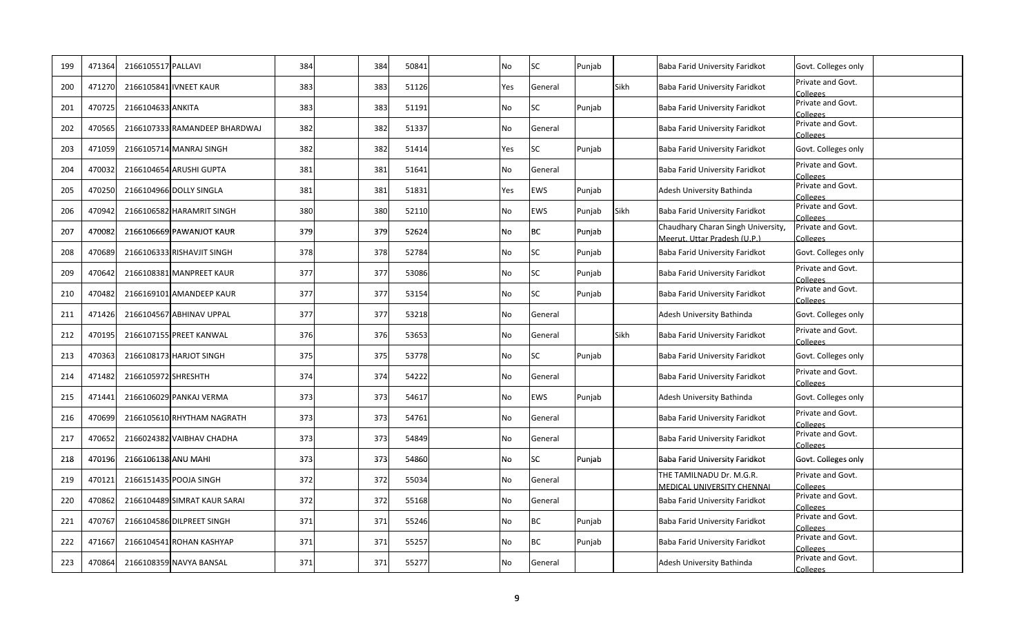| | | | | | | | | | | | | | | |
|---|---|---|---|---|---|---|---|---|---|---|---|---|---|---|
| 199 | 471364 | 2166105517 | PALLAVI | 384 | | 384 | 50841 | | No | SC | Punjab | | Baba Farid University Faridkot | Govt. Colleges only | |
| 200 | 471270 | 2166105841 | IVNEET KAUR | 383 | | 383 | 51126 | | Yes | General | | Sikh | Baba Farid University Faridkot | Private and Govt. Colleges | |
| 201 | 470725 | 2166104633 | ANKITA | 383 | | 383 | 51191 | | No | SC | Punjab | | Baba Farid University Faridkot | Private and Govt. Colleges | |
| 202 | 470565 | 2166107333 | RAMANDEEP BHARDWAJ | 382 | | 382 | 51337 | | No | General | | | Baba Farid University Faridkot | Private and Govt. Colleges | |
| 203 | 471059 | 2166105714 | MANRAJ SINGH | 382 | | 382 | 51414 | | Yes | SC | Punjab | | Baba Farid University Faridkot | Govt. Colleges only | |
| 204 | 470032 | 2166104654 | ARUSHI GUPTA | 381 | | 381 | 51641 | | No | General | | | Baba Farid University Faridkot | Private and Govt. Colleges | |
| 205 | 470250 | 2166104966 | DOLLY SINGLA | 381 | | 381 | 51831 | | Yes | EWS | Punjab | | Adesh University Bathinda | Private and Govt. Colleges | |
| 206 | 470942 | 2166106582 | HARAMRIT SINGH | 380 | | 380 | 52110 | | No | EWS | Punjab | Sikh | Baba Farid University Faridkot | Private and Govt. Colleges | |
| 207 | 470082 | 2166106669 | PAWANJOT KAUR | 379 | | 379 | 52624 | | No | BC | Punjab | | Chaudhary Charan Singh University, Meerut, Uttar Pradesh (U.P.) | Private and Govt. Colleges | |
| 208 | 470689 | 2166106333 | RISHAVJIT SINGH | 378 | | 378 | 52784 | | No | SC | Punjab | | Baba Farid University Faridkot | Govt. Colleges only | |
| 209 | 470642 | 2166108381 | MANPREET KAUR | 377 | | 377 | 53086 | | No | SC | Punjab | | Baba Farid University Faridkot | Private and Govt. Colleges | |
| 210 | 470482 | 2166169101 | AMANDEEP KAUR | 377 | | 377 | 53154 | | No | SC | Punjab | | Baba Farid University Faridkot | Private and Govt. Colleges | |
| 211 | 471426 | 2166104567 | ABHINAV UPPAL | 377 | | 377 | 53218 | | No | General | | | Adesh University Bathinda | Govt. Colleges only | |
| 212 | 470195 | 2166107155 | PREET KANWAL | 376 | | 376 | 53653 | | No | General | | Sikh | Baba Farid University Faridkot | Private and Govt. Colleges | |
| 213 | 470363 | 2166108173 | HARJOT SINGH | 375 | | 375 | 53778 | | No | SC | Punjab | | Baba Farid University Faridkot | Govt. Colleges only | |
| 214 | 471482 | 2166105972 | SHRESHTH | 374 | | 374 | 54222 | | No | General | | | Baba Farid University Faridkot | Private and Govt. Colleges | |
| 215 | 471441 | 2166106029 | PANKAJ VERMA | 373 | | 373 | 54617 | | No | EWS | Punjab | | Adesh University Bathinda | Govt. Colleges only | |
| 216 | 470699 | 2166105610 | RHYTHAM NAGRATH | 373 | | 373 | 54761 | | No | General | | | Baba Farid University Faridkot | Private and Govt. Colleges | |
| 217 | 470652 | 2166024382 | VAIBHAV CHADHA | 373 | | 373 | 54849 | | No | General | | | Baba Farid University Faridkot | Private and Govt. Colleges | |
| 218 | 470196 | 2166106138 | ANU MAHI | 373 | | 373 | 54860 | | No | SC | Punjab | | Baba Farid University Faridkot | Govt. Colleges only | |
| 219 | 470121 | 2166151435 | POOJA SINGH | 372 | | 372 | 55034 | | No | General | | | THE TAMILNADU Dr. M.G.R. MEDICAL UNIVERSITY CHENNAI | Private and Govt. Colleges | |
| 220 | 470862 | 2166104489 | SIMRAT KAUR SARAI | 372 | | 372 | 55168 | | No | General | | | Baba Farid University Faridkot | Private and Govt. Colleges | |
| 221 | 470767 | 2166104586 | DILPREET SINGH | 371 | | 371 | 55246 | | No | BC | Punjab | | Baba Farid University Faridkot | Private and Govt. Colleges | |
| 222 | 471667 | 2166104541 | ROHAN KASHYAP | 371 | | 371 | 55257 | | No | BC | Punjab | | Baba Farid University Faridkot | Private and Govt. Colleges | |
| 223 | 470864 | 2166108359 | NAVYA BANSAL | 371 | | 371 | 55277 | | No | General | | | Adesh University Bathinda | Private and Govt. Colleges | |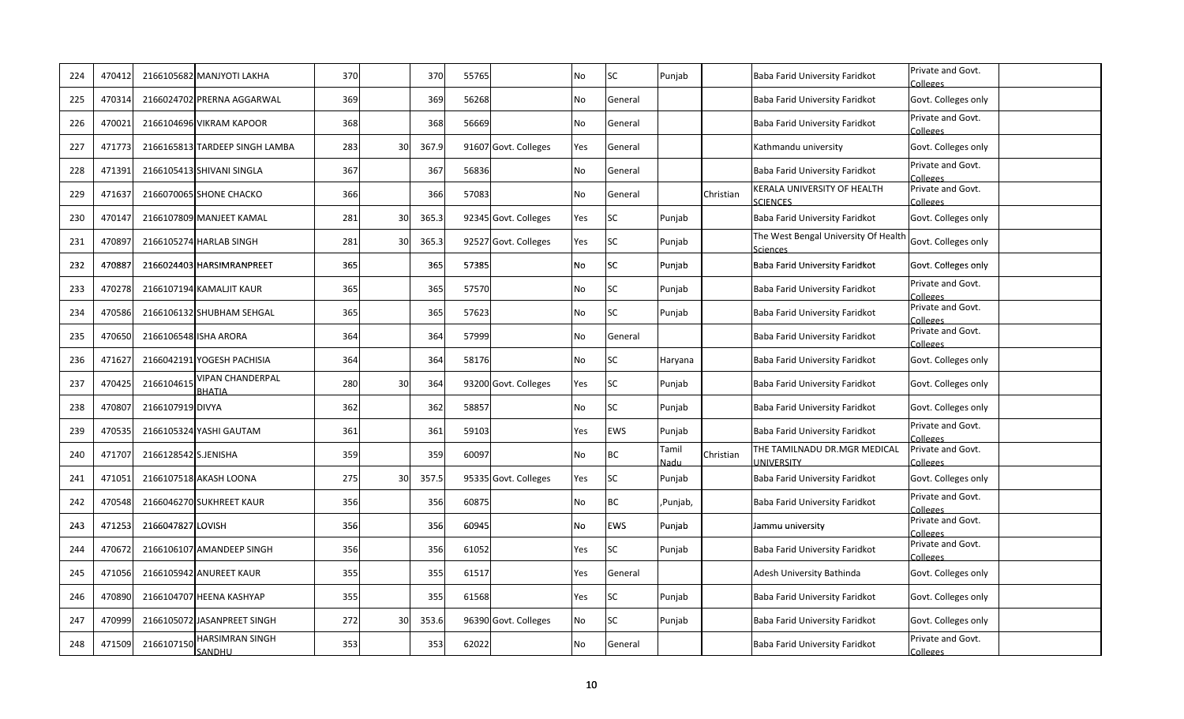| 224 | 470412 | 2166105682 | MANJYOTI LAKHA | 370 | | 370 | 55765 | | No | SC | Punjab | | Baba Farid University Faridkot | Private and Govt. Colleges | |
|---|---|---|---|---|---|---|---|---|---|---|---|---|---|---|---|
| 225 | 470314 | 2166024702 | PRERNA AGGARWAL | 369 | | 369 | 56268 | | No | General | | | Baba Farid University Faridkot | Govt. Colleges only | |
| 226 | 470021 | 2166104696 | VIKRAM KAPOOR | 368 | | 368 | 56669 | | No | General | | | Baba Farid University Faridkot | Private and Govt. Colleges | |
| 227 | 471773 | 2166165813 | TARDEEP SINGH LAMBA | 283 | 30 | 367.9 | 91607 | Govt. Colleges | Yes | General | | | Kathmandu university | Govt. Colleges only | |
| 228 | 471391 | 2166105413 | SHIVANI SINGLA | 367 | | 367 | 56836 | | No | General | | | Baba Farid University Faridkot | Private and Govt. Colleges | |
| 229 | 471637 | 2166070065 | SHONE CHACKO | 366 | | 366 | 57083 | | No | General | | Christian | KERALA UNIVERSITY OF HEALTH SCIENCES | Private and Govt. Colleges | |
| 230 | 470147 | 2166107809 | MANJEET KAMAL | 281 | 30 | 365.3 | 92345 | Govt. Colleges | Yes | SC | Punjab | | Baba Farid University Faridkot | Govt. Colleges only | |
| 231 | 470897 | 2166105274 | HARLAB SINGH | 281 | 30 | 365.3 | 92527 | Govt. Colleges | Yes | SC | Punjab | | The West Bengal University Of Health Sciences | Govt. Colleges only | |
| 232 | 470887 | 2166024403 | HARSIMRANPREET | 365 | | 365 | 57385 | | No | SC | Punjab | | Baba Farid University Faridkot | Govt. Colleges only | |
| 233 | 470278 | 2166107194 | KAMALJIT KAUR | 365 | | 365 | 57570 | | No | SC | Punjab | | Baba Farid University Faridkot | Private and Govt. Colleges | |
| 234 | 470586 | 2166106132 | SHUBHAM SEHGAL | 365 | | 365 | 57623 | | No | SC | Punjab | | Baba Farid University Faridkot | Private and Govt. Colleges | |
| 235 | 470650 | 2166106548 | ISHA ARORA | 364 | | 364 | 57999 | | No | General | | | Baba Farid University Faridkot | Private and Govt. Colleges | |
| 236 | 471627 | 2166042191 | YOGESH PACHISIA | 364 | | 364 | 58176 | | No | SC | Haryana | | Baba Farid University Faridkot | Govt. Colleges only | |
| 237 | 470425 | 2166104615 | VIPAN CHANDERPAL BHATIA | 280 | 30 | 364 | 93200 | Govt. Colleges | Yes | SC | Punjab | | Baba Farid University Faridkot | Govt. Colleges only | |
| 238 | 470807 | 2166107919 | DIVYA | 362 | | 362 | 58857 | | No | SC | Punjab | | Baba Farid University Faridkot | Govt. Colleges only | |
| 239 | 470535 | 2166105324 | YASHI GAUTAM | 361 | | 361 | 59103 | | Yes | EWS | Punjab | | Baba Farid University Faridkot | Private and Govt. Colleges | |
| 240 | 471707 | 2166128542 | S.JENISHA | 359 | | 359 | 60097 | | No | BC | Tamil Nadu | Christian | THE TAMILNADU DR.MGR MEDICAL UNIVERSITY | Private and Govt. Colleges | |
| 241 | 471051 | 2166107518 | AKASH LOONA | 275 | 30 | 357.5 | 95335 | Govt. Colleges | Yes | SC | Punjab | | Baba Farid University Faridkot | Govt. Colleges only | |
| 242 | 470548 | 2166046270 | SUKHREET KAUR | 356 | | 356 | 60875 | | No | BC | ,Punjab, | | Baba Farid University Faridkot | Private and Govt. Colleges | |
| 243 | 471253 | 2166047827 | LOVISH | 356 | | 356 | 60945 | | No | EWS | Punjab | | Jammu university | Private and Govt. Colleges | |
| 244 | 470672 | 2166106107 | AMANDEEP SINGH | 356 | | 356 | 61052 | | Yes | SC | Punjab | | Baba Farid University Faridkot | Private and Govt. Colleges | |
| 245 | 471056 | 2166105942 | ANUREET KAUR | 355 | | 355 | 61517 | | Yes | General | | | Adesh University Bathinda | Govt. Colleges only | |
| 246 | 470890 | 2166104707 | HEENA KASHYAP | 355 | | 355 | 61568 | | Yes | SC | Punjab | | Baba Farid University Faridkot | Govt. Colleges only | |
| 247 | 470999 | 2166105072 | JASANPREET SINGH | 272 | 30 | 353.6 | 96390 | Govt. Colleges | No | SC | Punjab | | Baba Farid University Faridkot | Govt. Colleges only | |
| 248 | 471509 | 2166107150 | HARSIMRAN SINGH SANDHU | 353 | | 353 | 62022 | | No | General | | | Baba Farid University Faridkot | Private and Govt. Colleges | |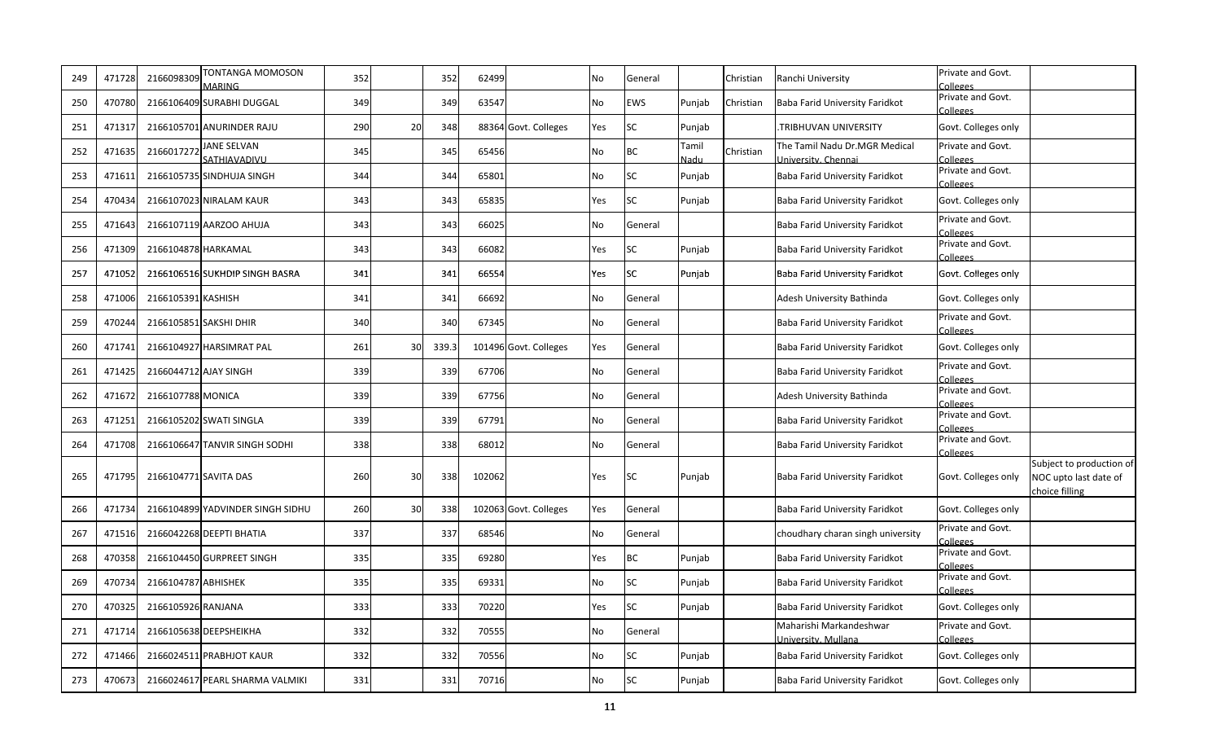| | | | | | | | | | | | | | | | | |
|---|---|---|---|---|---|---|---|---|---|---|---|---|---|---|---|---|
| 249 | 471728 | 2166098309 | TONTANGA MOMOSON MARING | 352 | | 352 | 62499 | | No | General | | Christian | Ranchi University | Private and Govt. Colleges | |
| 250 | 470780 | 2166106409 | SURABHI DUGGAL | 349 | | 349 | 63547 | | No | EWS | Punjab | Christian | Baba Farid University Faridkot | Private and Govt. Colleges | |
| 251 | 471317 | 2166105701 | ANURINDER RAJU | 290 | 20 | 348 | 88364 | Govt. Colleges | Yes | SC | Punjab | | .TRIBHUVAN UNIVERSITY | Govt. Colleges only | |
| 252 | 471635 | 2166017272 | JANE SELVAN SATHIAVADIVU | 345 | | 345 | 65456 | | No | BC | Tamil Nadu | Christian | The Tamil Nadu Dr.MGR Medical University, Chennai | Private and Govt. Colleges | |
| 253 | 471611 | 2166105735 | SINDHUJA SINGH | 344 | | 344 | 65801 | | No | SC | Punjab | | Baba Farid University Faridkot | Private and Govt. Colleges | |
| 254 | 470434 | 2166107023 | NIRALAM KAUR | 343 | | 343 | 65835 | | Yes | SC | Punjab | | Baba Farid University Faridkot | Govt. Colleges only | |
| 255 | 471643 | 2166107119 | AARZOO AHUJA | 343 | | 343 | 66025 | | No | General | | | Baba Farid University Faridkot | Private and Govt. Colleges | |
| 256 | 471309 | 2166104878 | HARKAMAL | 343 | | 343 | 66082 | | Yes | SC | Punjab | | Baba Farid University Faridkot | Private and Govt. Colleges | |
| 257 | 471052 | 2166106516 | SUKHDIP SINGH BASRA | 341 | | 341 | 66554 | | Yes | SC | Punjab | | Baba Farid University Faridkot | Govt. Colleges only | |
| 258 | 471006 | 2166105391 | KASHISH | 341 | | 341 | 66692 | | No | General | | | Adesh University Bathinda | Govt. Colleges only | |
| 259 | 470244 | 2166105851 | SAKSHI DHIR | 340 | | 340 | 67345 | | No | General | | | Baba Farid University Faridkot | Private and Govt. Colleges | |
| 260 | 471741 | 2166104927 | HARSIMRAT PAL | 261 | 30 | 339.3 | 101496 | Govt. Colleges | Yes | General | | | Baba Farid University Faridkot | Govt. Colleges only | |
| 261 | 471425 | 2166044712 | AJAY SINGH | 339 | | 339 | 67706 | | No | General | | | Baba Farid University Faridkot | Private and Govt. Colleges | |
| 262 | 471672 | 2166107788 | MONICA | 339 | | 339 | 67756 | | No | General | | | Adesh University Bathinda | Private and Govt. Colleges | |
| 263 | 471251 | 2166105202 | SWATI SINGLA | 339 | | 339 | 67791 | | No | General | | | Baba Farid University Faridkot | Private and Govt. Colleges | |
| 264 | 471708 | 2166106647 | TANVIR SINGH SODHI | 338 | | 338 | 68012 | | No | General | | | Baba Farid University Faridkot | Private and Govt. Colleges | |
| 265 | 471795 | 2166104771 | SAVITA DAS | 260 | 30 | 338 | 102062 | | Yes | SC | Punjab | | Baba Farid University Faridkot | Govt. Colleges only | Subject to production of NOC upto last date of choice filling |
| 266 | 471734 | 2166104899 | YADVINDER SINGH SIDHU | 260 | 30 | 338 | 102063 | Govt. Colleges | Yes | General | | | Baba Farid University Faridkot | Govt. Colleges only | |
| 267 | 471516 | 2166042268 | DEEPTI BHATIA | 337 | | 337 | 68546 | | No | General | | | choudhary charan singh university | Private and Govt. Colleges | |
| 268 | 470358 | 2166104450 | GURPREET SINGH | 335 | | 335 | 69280 | | Yes | BC | Punjab | | Baba Farid University Faridkot | Private and Govt. Colleges | |
| 269 | 470734 | 2166104787 | ABHISHEK | 335 | | 335 | 69331 | | No | SC | Punjab | | Baba Farid University Faridkot | Private and Govt. Colleges | |
| 270 | 470325 | 2166105926 | RANJANA | 333 | | 333 | 70220 | | Yes | SC | Punjab | | Baba Farid University Faridkot | Govt. Colleges only | |
| 271 | 471714 | 2166105638 | DEEPSHEIKHA | 332 | | 332 | 70555 | | No | General | | | Maharishi Markandeshwar University, Mullana | Private and Govt. Colleges | |
| 272 | 471466 | 2166024511 | PRABHJOT KAUR | 332 | | 332 | 70556 | | No | SC | Punjab | | Baba Farid University Faridkot | Govt. Colleges only | |
| 273 | 470673 | 2166024617 | PEARL SHARMA VALMIKI | 331 | | 331 | 70716 | | No | SC | Punjab | | Baba Farid University Faridkot | Govt. Colleges only | |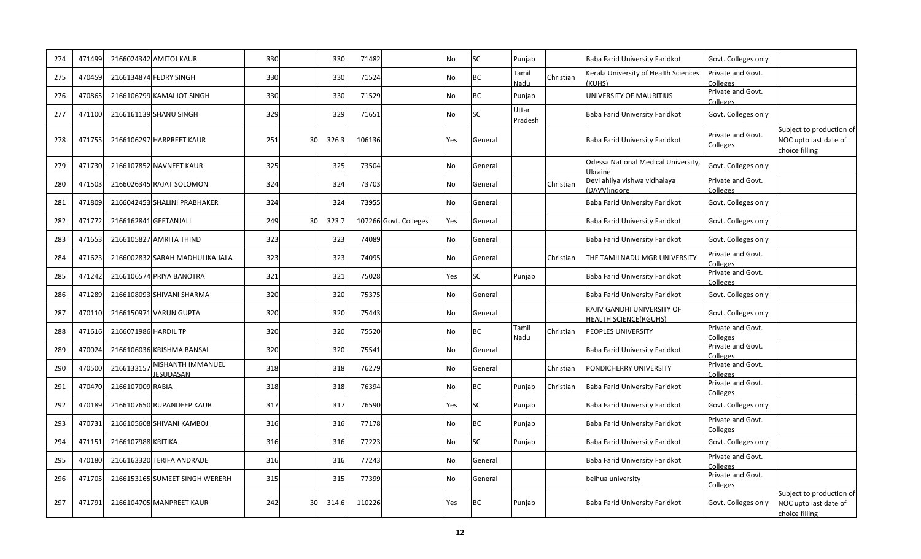| 274 | 471499 | 2166024342 | AMITOJ KAUR | 330 | | 330 | 71482 | | No | SC | Punjab | | Baba Farid University Faridkot | Govt. Colleges only | |
|---|---|---|---|---|---|---|---|---|---|---|---|---|---|---|---|
| 275 | 470459 | 2166134874 | FEDRY SINGH | 330 | | 330 | 71524 | | No | BC | Tamil Nadu | Christian | Kerala University of Health Sciences (KUHS) | Private and Govt. Colleges | |
| 276 | 470865 | 2166106799 | KAMALJOT SINGH | 330 | | 330 | 71529 | | No | BC | Punjab | | UNIVERSITY OF MAURITIUS | Private and Govt. Colleges | |
| 277 | 471100 | 2166161139 | SHANU SINGH | 329 | | 329 | 71651 | | No | SC | Uttar Pradesh | | Baba Farid University Faridkot | Govt. Colleges only | |
| 278 | 471755 | 2166106297 | HARPREET KAUR | 251 | 30 | 326.3 | 106136 | | Yes | General | | | Baba Farid University Faridkot | Private and Govt. Colleges | Subject to production of NOC upto last date of choice filling |
| 279 | 471730 | 2166107852 | NAVNEET KAUR | 325 | | 325 | 73504 | | No | General | | | Odessa National Medical University, Ukraine | Govt. Colleges only | |
| 280 | 471503 | 2166026345 | RAJAT SOLOMON | 324 | | 324 | 73703 | | No | General | | Christian | Devi ahilya vishwa vidhalaya (DAVV)indore | Private and Govt. Colleges | |
| 281 | 471809 | 2166042453 | SHALINI PRABHAKER | 324 | | 324 | 73955 | | No | General | | | Baba Farid University Faridkot | Govt. Colleges only | |
| 282 | 471772 | 2166162841 | GEETANJALI | 249 | 30 | 323.7 | 107266 | Govt. Colleges | Yes | General | | | Baba Farid University Faridkot | Govt. Colleges only | |
| 283 | 471653 | 2166105827 | AMRITA THIND | 323 | | 323 | 74089 | | No | General | | | Baba Farid University Faridkot | Govt. Colleges only | |
| 284 | 471623 | 2166002832 | SARAH MADHULIKA JALA | 323 | | 323 | 74095 | | No | General | | Christian | THE TAMILNADU MGR UNIVERSITY | Private and Govt. Colleges | |
| 285 | 471242 | 2166106574 | PRIYA BANOTRA | 321 | | 321 | 75028 | | Yes | SC | Punjab | | Baba Farid University Faridkot | Private and Govt. Colleges | |
| 286 | 471289 | 2166108093 | SHIVANI SHARMA | 320 | | 320 | 75375 | | No | General | | | Baba Farid University Faridkot | Govt. Colleges only | |
| 287 | 470110 | 2166150971 | VARUN GUPTA | 320 | | 320 | 75443 | | No | General | | | RAJIV GANDHI UNIVERSITY OF HEALTH SCIENCE(RGUHS) | Govt. Colleges only | |
| 288 | 471616 | 2166071986 | HARDIL TP | 320 | | 320 | 75520 | | No | BC | Tamil Nadu | Christian | PEOPLES UNIVERSITY | Private and Govt. Colleges | |
| 289 | 470024 | 2166106036 | KRISHMA BANSAL | 320 | | 320 | 75541 | | No | General | | | Baba Farid University Faridkot | Private and Govt. Colleges | |
| 290 | 470500 | 2166133157 | NISHANTH IMMANUEL JESUDASAN | 318 | | 318 | 76279 | | No | General | | Christian | PONDICHERRY UNIVERSITY | Private and Govt. Colleges | |
| 291 | 470470 | 2166107009 | RABIA | 318 | | 318 | 76394 | | No | BC | Punjab | Christian | Baba Farid University Faridkot | Private and Govt. Colleges | |
| 292 | 470189 | 2166107650 | RUPANDEEP KAUR | 317 | | 317 | 76590 | | Yes | SC | Punjab | | Baba Farid University Faridkot | Govt. Colleges only | |
| 293 | 470731 | 2166105608 | SHIVANI KAMBOJ | 316 | | 316 | 77178 | | No | BC | Punjab | | Baba Farid University Faridkot | Private and Govt. Colleges | |
| 294 | 471151 | 2166107988 | KRITIKA | 316 | | 316 | 77223 | | No | SC | Punjab | | Baba Farid University Faridkot | Govt. Colleges only | |
| 295 | 470180 | 2166163320 | TERIFA ANDRADE | 316 | | 316 | 77243 | | No | General | | | Baba Farid University Faridkot | Private and Govt. Colleges | |
| 296 | 471705 | 2166153165 | SUMEET SINGH WERERH | 315 | | 315 | 77399 | | No | General | | | beihua university | Private and Govt. Colleges | |
| 297 | 471791 | 2166104705 | MANPREET KAUR | 242 | 30 | 314.6 | 110226 | | Yes | BC | Punjab | | Baba Farid University Faridkot | Govt. Colleges only | Subject to production of NOC upto last date of choice filling |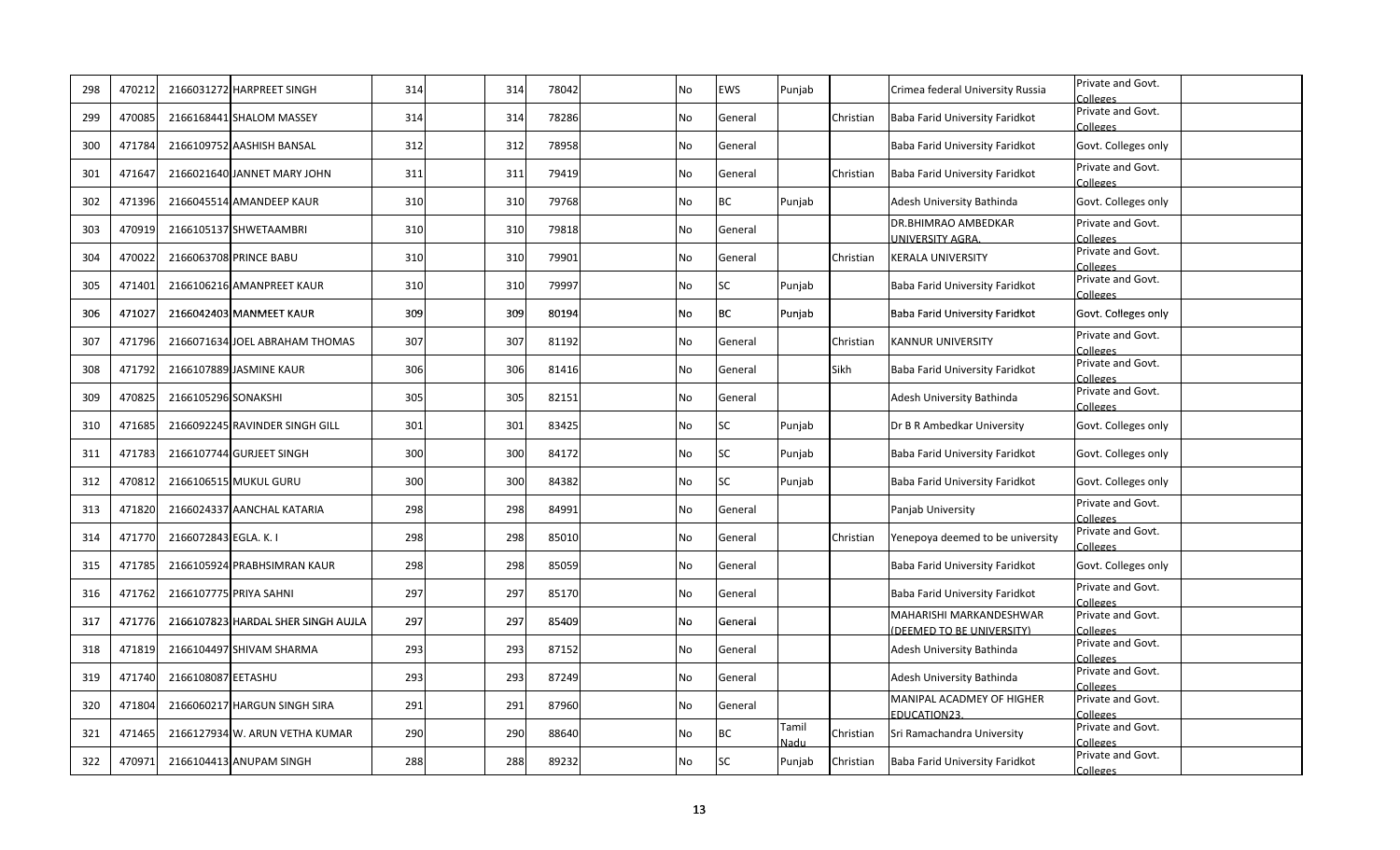| | | | | | | | | | | | | | | | |
|---|---|---|---|---|---|---|---|---|---|---|---|---|---|---|---|
| 298 | 470212 | 2166031272 | HARPREET SINGH | 314 | | 314 | 78042 | | No | EWS | Punjab | | Crimea federal University Russia | Private and Govt. Colleges | |
| 299 | 470085 | 2166168441 | SHALOM MASSEY | 314 | | 314 | 78286 | | No | General | | Christian | Baba Farid University Faridkot | Private and Govt. Colleges | |
| 300 | 471784 | 2166109752 | AASHISH BANSAL | 312 | | 312 | 78958 | | No | General | | | Baba Farid University Faridkot | Govt. Colleges only | |
| 301 | 471647 | 2166021640 | JANNET MARY JOHN | 311 | | 311 | 79419 | | No | General | | Christian | Baba Farid University Faridkot | Private and Govt. Colleges | |
| 302 | 471396 | 2166045514 | AMANDEEP KAUR | 310 | | 310 | 79768 | | No | BC | Punjab | | Adesh University Bathinda | Govt. Colleges only | |
| 303 | 470919 | 2166105137 | SHWETAAMBRI | 310 | | 310 | 79818 | | No | General | | | DR.BHIMRAO AMBEDKAR UNIVERSITY AGRA. | Private and Govt. Colleges | |
| 304 | 470022 | 2166063708 | PRINCE BABU | 310 | | 310 | 79901 | | No | General | | Christian | KERALA UNIVERSITY | Private and Govt. Colleges | |
| 305 | 471401 | 2166106216 | AMANPREET KAUR | 310 | | 310 | 79997 | | No | SC | Punjab | | Baba Farid University Faridkot | Private and Govt. Colleges | |
| 306 | 471027 | 2166042403 | MANMEET KAUR | 309 | | 309 | 80194 | | No | BC | Punjab | | Baba Farid University Faridkot | Govt. Colleges only | |
| 307 | 471796 | 2166071634 | JOEL ABRAHAM THOMAS | 307 | | 307 | 81192 | | No | General | | Christian | KANNUR UNIVERSITY | Private and Govt. Colleges | |
| 308 | 471792 | 2166107889 | JASMINE KAUR | 306 | | 306 | 81416 | | No | General | | Sikh | Baba Farid University Faridkot | Private and Govt. Colleges | |
| 309 | 470825 | 2166105296 | SONAKSHI | 305 | | 305 | 82151 | | No | General | | | Adesh University Bathinda | Private and Govt. Colleges | |
| 310 | 471685 | 2166092245 | RAVINDER SINGH GILL | 301 | | 301 | 83425 | | No | SC | Punjab | | Dr B R Ambedkar University | Govt. Colleges only | |
| 311 | 471783 | 2166107744 | GURJEET SINGH | 300 | | 300 | 84172 | | No | SC | Punjab | | Baba Farid University Faridkot | Govt. Colleges only | |
| 312 | 470812 | 2166106515 | MUKUL GURU | 300 | | 300 | 84382 | | No | SC | Punjab | | Baba Farid University Faridkot | Govt. Colleges only | |
| 313 | 471820 | 2166024337 | AANCHAL KATARIA | 298 | | 298 | 84991 | | No | General | | | Panjab University | Private and Govt. Colleges | |
| 314 | 471770 | 2166072843 | EGLA. K. I | 298 | | 298 | 85010 | | No | General | | Christian | Yenepoya deemed to be university | Private and Govt. Colleges | |
| 315 | 471785 | 2166105924 | PRABHSIMRAN KAUR | 298 | | 298 | 85059 | | No | General | | | Baba Farid University Faridkot | Govt. Colleges only | |
| 316 | 471762 | 2166107775 | PRIYA SAHNI | 297 | | 297 | 85170 | | No | General | | | Baba Farid University Faridkot | Private and Govt. Colleges | |
| 317 | 471776 | 2166107823 | HARDAL SHER SINGH AUJLA | 297 | | 297 | 85409 | | No | General | | | MAHARISHI MARKANDESHWAR (DEEMED TO BE UNIVERSITY) | Private and Govt. Colleges | |
| 318 | 471819 | 2166104497 | SHIVAM SHARMA | 293 | | 293 | 87152 | | No | General | | | Adesh University Bathinda | Private and Govt. Colleges | |
| 319 | 471740 | 2166108087 | EETASHU | 293 | | 293 | 87249 | | No | General | | | Adesh University Bathinda | Private and Govt. Colleges | |
| 320 | 471804 | 2166060217 | HARGUN SINGH SIRA | 291 | | 291 | 87960 | | No | General | | | MANIPAL ACADMEY OF HIGHER EDUCATION23. | Private and Govt. Colleges | |
| 321 | 471465 | 2166127934 | W. ARUN VETHA KUMAR | 290 | | 290 | 88640 | | No | BC | Tamil Nadu | Christian | Sri Ramachandra University | Private and Govt. Colleges | |
| 322 | 470971 | 2166104413 | ANUPAM SINGH | 288 | | 288 | 89232 | | No | SC | Punjab | Christian | Baba Farid University Faridkot | Private and Govt. Colleges | |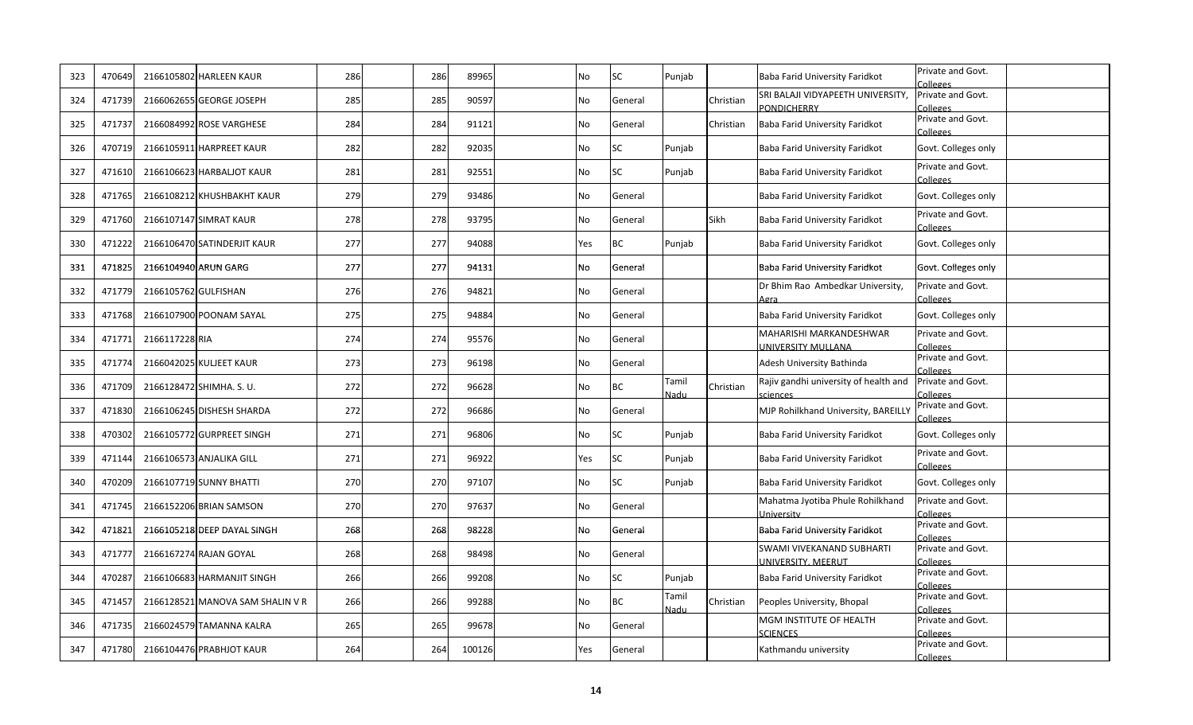| | | | | | | | | | | | | | | | |
|---|---|---|---|---|---|---|---|---|---|---|---|---|---|---|---|
| 323 | 470649 | 2166105802 | HARLEEN KAUR | 286 | | 286 | 89965 | | No | SC | Punjab | | Baba Farid University Faridkot | Private and Govt. Colleges | |
| 324 | 471739 | 2166062655 | GEORGE JOSEPH | 285 | | 285 | 90597 | | No | General | | Christian | SRI BALAJI VIDYAPEETH UNIVERSITY, PONDICHERRY | Private and Govt. Colleges | |
| 325 | 471737 | 2166084992 | ROSE VARGHESE | 284 | | 284 | 91121 | | No | General | | Christian | Baba Farid University Faridkot | Private and Govt. Colleges | |
| 326 | 470719 | 2166105911 | HARPREET KAUR | 282 | | 282 | 92035 | | No | SC | Punjab | | Baba Farid University Faridkot | Govt. Colleges only | |
| 327 | 471610 | 2166106623 | HARBALJOT KAUR | 281 | | 281 | 92551 | | No | SC | Punjab | | Baba Farid University Faridkot | Private and Govt. Colleges | |
| 328 | 471765 | 2166108212 | KHUSHBAKHT KAUR | 279 | | 279 | 93486 | | No | General | | | Baba Farid University Faridkot | Govt. Colleges only | |
| 329 | 471760 | 2166107147 | SIMRAT KAUR | 278 | | 278 | 93795 | | No | General | | Sikh | Baba Farid University Faridkot | Private and Govt. Colleges | |
| 330 | 471222 | 2166106470 | SATINDERJIT KAUR | 277 | | 277 | 94088 | | Yes | BC | Punjab | | Baba Farid University Faridkot | Govt. Colleges only | |
| 331 | 471825 | 2166104940 | ARUN GARG | 277 | | 277 | 94131 | | No | General | | | Baba Farid University Faridkot | Govt. Colleges only | |
| 332 | 471779 | 2166105762 | GULFISHAN | 276 | | 276 | 94821 | | No | General | | | Dr Bhim Rao Ambedkar University, Agra | Private and Govt. Colleges | |
| 333 | 471768 | 2166107900 | POONAM SAYAL | 275 | | 275 | 94884 | | No | General | | | Baba Farid University Faridkot | Govt. Colleges only | |
| 334 | 471771 | 2166117228 | RIA | 274 | | 274 | 95576 | | No | General | | | MAHARISHI MARKANDESHWAR UNIVERSITY MULLANA | Private and Govt. Colleges | |
| 335 | 471774 | 2166042025 | KULJEET KAUR | 273 | | 273 | 96198 | | No | General | | | Adesh University Bathinda | Private and Govt. Colleges | |
| 336 | 471709 | 2166128472 | SHIMHA. S. U. | 272 | | 272 | 96628 | | No | BC | Tamil Nadu | Christian | Rajiv gandhi university of health and sciences | Private and Govt. Colleges | |
| 337 | 471830 | 2166106245 | DISHESH SHARDA | 272 | | 272 | 96686 | | No | General | | | MJP Rohilkhand University, BAREILLY | Private and Govt. Colleges | |
| 338 | 470302 | 2166105772 | GURPREET SINGH | 271 | | 271 | 96806 | | No | SC | Punjab | | Baba Farid University Faridkot | Govt. Colleges only | |
| 339 | 471144 | 2166106573 | ANJALIKA GILL | 271 | | 271 | 96922 | | Yes | SC | Punjab | | Baba Farid University Faridkot | Private and Govt. Colleges | |
| 340 | 470209 | 2166107719 | SUNNY BHATTI | 270 | | 270 | 97107 | | No | SC | Punjab | | Baba Farid University Faridkot | Govt. Colleges only | |
| 341 | 471745 | 2166152206 | BRIAN SAMSON | 270 | | 270 | 97637 | | No | General | | | Mahatma Jyotiba Phule Rohilkhand University | Private and Govt. Colleges | |
| 342 | 471821 | 2166105218 | DEEP DAYAL SINGH | 268 | | 268 | 98228 | | No | General | | | Baba Farid University Faridkot | Private and Govt. Colleges | |
| 343 | 471777 | 2166167274 | RAJAN GOYAL | 268 | | 268 | 98498 | | No | General | | | SWAMI VIVEKANAND SUBHARTI UNIVERSITY, MEERUT | Private and Govt. Colleges | |
| 344 | 470287 | 2166106683 | HARMANJIT SINGH | 266 | | 266 | 99208 | | No | SC | Punjab | | Baba Farid University Faridkot | Private and Govt. Colleges | |
| 345 | 471457 | 2166128521 | MANOVA SAM SHALIN V R | 266 | | 266 | 99288 | | No | BC | Tamil Nadu | Christian | Peoples University, Bhopal | Private and Govt. Colleges | |
| 346 | 471735 | 2166024579 | TAMANNA KALRA | 265 | | 265 | 99678 | | No | General | | | MGM INSTITUTE OF HEALTH SCIENCES | Private and Govt. Colleges | |
| 347 | 471780 | 2166104476 | PRABHJOT KAUR | 264 | | 264 | 100126 | | Yes | General | | | Kathmandu university | Private and Govt. Colleges | |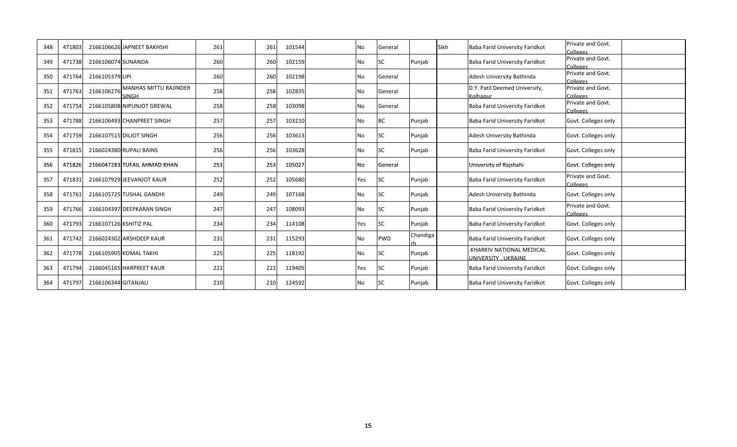| | | | | | | | | | | | | | | | |
|---|---|---|---|---|---|---|---|---|---|---|---|---|---|---|---|
| 348 | 471803 | 2166106626 | JAPNEET BAKHSHI | 261 | | 261 | 101544 | | No | General | | Sikh | Baba Farid University Faridkot | Private and Govt. Colleges | |
| 349 | 471738 | 2166106074 | SUNANDA | 260 | | 260 | 102159 | | No | SC | Punjab | | Baba Farid University Faridkot | Private and Govt. Colleges | |
| 350 | 471764 | 2166105379 | LIPI | 260 | | 260 | 102198 | | No | General | | | Adesh University Bathinda | Private and Govt. Colleges | |
| 351 | 471763 | 2166106276 | MANHAS MITTU RAJINDER SINGH | 258 | | 258 | 102835 | | No | General | | | D.Y. Patil Deemed University, Kolhapur | Private and Govt. Colleges | |
| 352 | 471754 | 2166105808 | NIPUNJOT GREWAL | 258 | | 258 | 103098 | | No | General | | | Baba Farid University Faridkot | Private and Govt. Colleges | |
| 353 | 471788 | 2166106493 | CHANPREET SINGH | 257 | | 257 | 103210 | | No | BC | Punjab | | Baba Farid University Faridkot | Govt. Colleges only | |
| 354 | 471759 | 2166107515 | DILJOT SINGH | 256 | | 256 | 103613 | | No | SC | Punjab | | Adesh University Bathinda | Govt. Colleges only | |
| 355 | 471815 | 2166024380 | RUPALI BAINS | 256 | | 256 | 103628 | | No | SC | Punjab | | Baba Farid University Faridkot | Govt. Colleges only | |
| 356 | 471826 | 2166047283 | TUFAIL AHMAD KHAN | 253 | | 253 | 105027 | | No | General | | | University of Rajshahi | Govt. Colleges only | |
| 357 | 471831 | 2166107929 | JEEVANJOT KAUR | 252 | | 252 | 105680 | | Yes | SC | Punjab | | Baba Farid University Faridkot | Private and Govt. Colleges | |
| 358 | 471761 | 2166105725 | TUSHAL GANDHI | 249 | | 249 | 107168 | | No | SC | Punjab | | Adesh University Bathinda | Govt. Colleges only | |
| 359 | 471766 | 2166104397 | DEEPKARAN SINGH | 247 | | 247 | 108093 | | No | SC | Punjab | | Baba Farid University Faridkot | Private and Govt. Colleges | |
| 360 | 471793 | 2166107126 | KSHITIZ PAL | 234 | | 234 | 114108 | | Yes | SC | Punjab | | Baba Farid University Faridkot | Govt. Colleges only | |
| 361 | 471742 | 2166024302 | ARSHDEEP KAUR | 231 | | 231 | 115293 | | No | PWD | Chandigarh | | Baba Farid University Faridkot | Govt. Colleges only | |
| 362 | 471778 | 2166105905 | KOMAL TAKHI | 225 | | 225 | 118192 | | No | SC | Punjab | | .KHARKIV NATIONAL MEDICAL UNIVERSITY , UKRAINE | Govt. Colleges only | |
| 363 | 471794 | 2166045165 | HARPREET KAUR | 222 | | 222 | 119405 | | Yes | SC | Punjab | | Baba Farid University Faridkot | Govt. Colleges only | |
| 364 | 471797 | 2166106344 | GITANJALI | 210 | | 210 | 124592 | | No | SC | Punjab | | Baba Farid University Faridkot | Govt. Colleges only | |